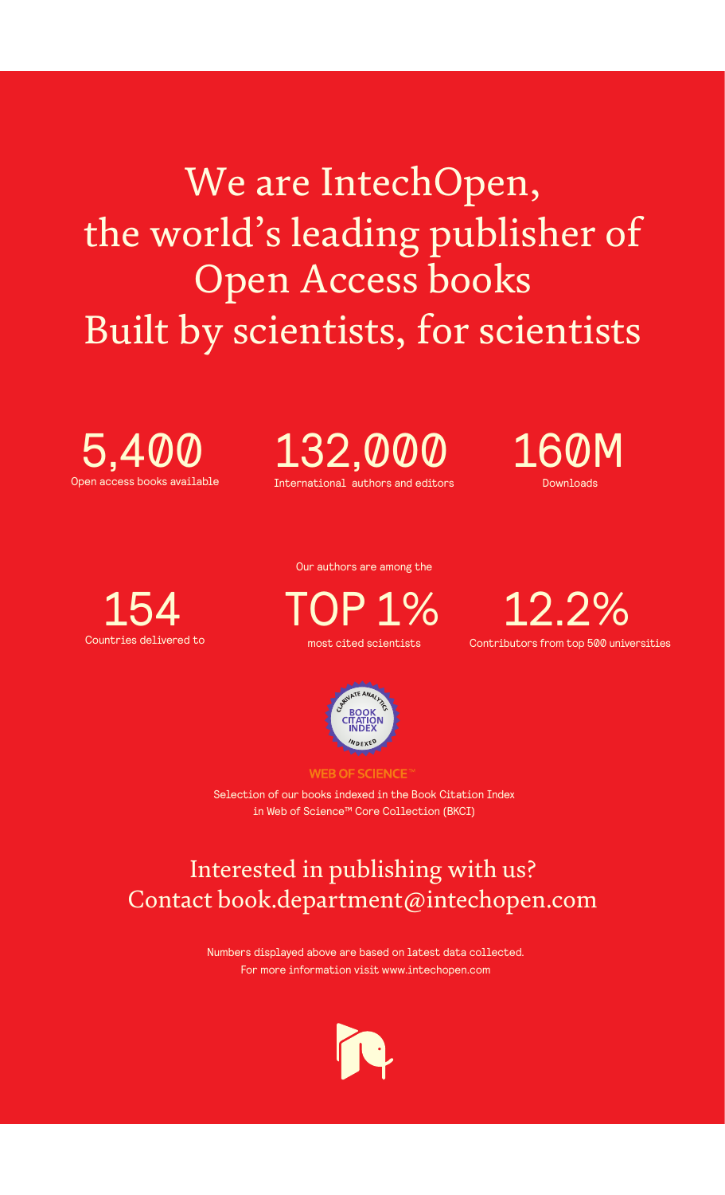# We are IntechOpen, the world's leading publisher of Open Access books
# Built by scientists, for scientists

**5,400**
Open access books available

**132,000**
International authors and editors

**160M**
Downloads

**154**
Countries delivered to

Our authors are among the

**TOP 1%**
most cited scientists

**12.2%**
Contributors from top 500 universities

BOOK CITATION INDEX

WEB OF SCIENCE™

Selection of our books indexed in the Book Citation Index in Web of Science™ Core Collection (BKCI)

## Interested in publishing with us? Contact book.department@intechopen.com

Numbers displayed above are based on latest data collected.
For more information visit www.intechopen.com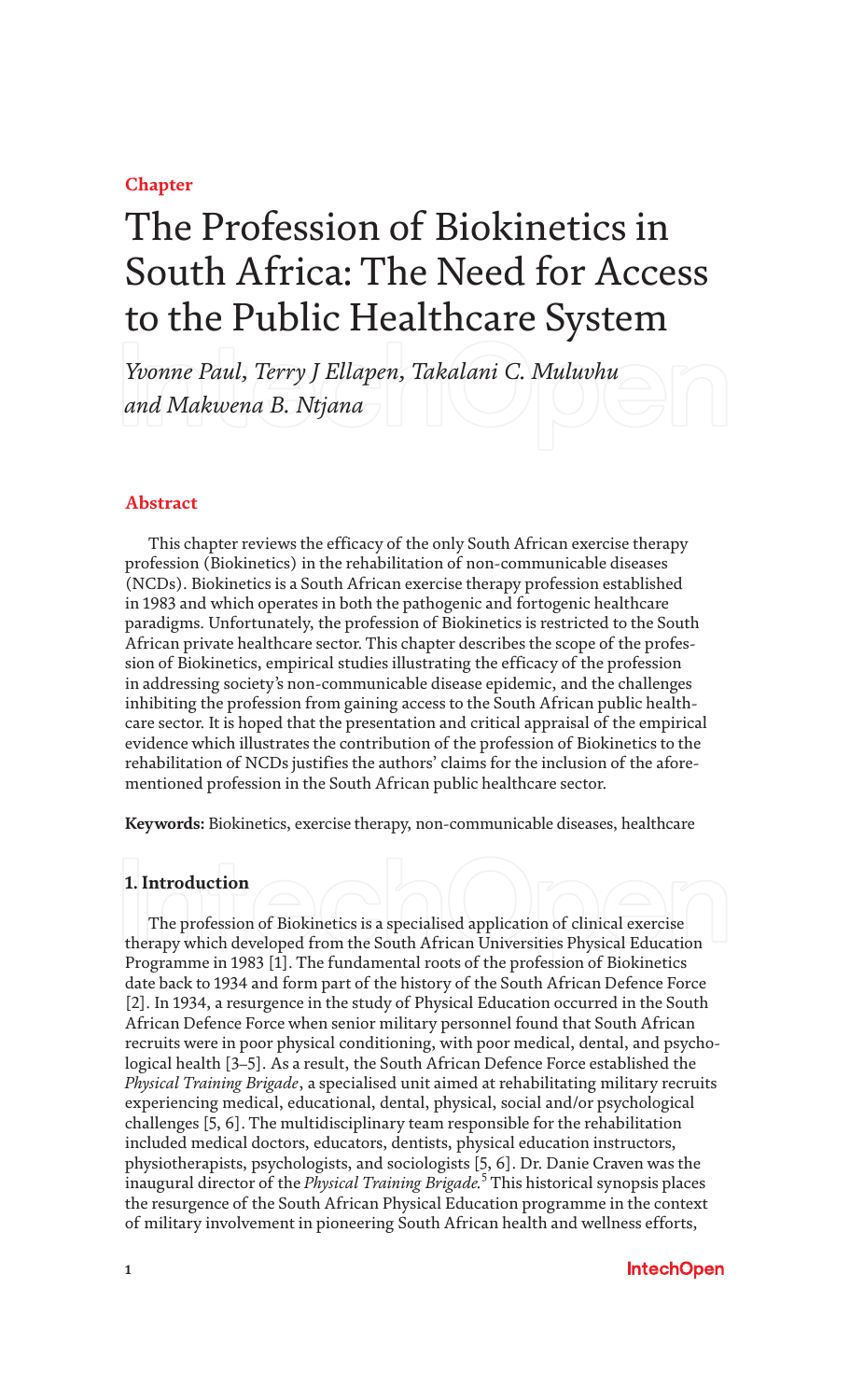Chapter

# The Profession of Biokinetics in South Africa: The Need for Access to the Public Healthcare System

*Yvonne Paul, Terry J Ellapen, Takalani C. Muluvhu and Makwena B. Ntjana*

## Abstract

This chapter reviews the efficacy of the only South African exercise therapy profession (Biokinetics) in the rehabilitation of non-communicable diseases (NCDs). Biokinetics is a South African exercise therapy profession established in 1983 and which operates in both the pathogenic and fortogenic healthcare paradigms. Unfortunately, the profession of Biokinetics is restricted to the South African private healthcare sector. This chapter describes the scope of the profession of Biokinetics, empirical studies illustrating the efficacy of the profession in addressing society's non-communicable disease epidemic, and the challenges inhibiting the profession from gaining access to the South African public healthcare sector. It is hoped that the presentation and critical appraisal of the empirical evidence which illustrates the contribution of the profession of Biokinetics to the rehabilitation of NCDs justifies the authors' claims for the inclusion of the aforementioned profession in the South African public healthcare sector.

**Keywords:** Biokinetics, exercise therapy, non-communicable diseases, healthcare

## 1. Introduction

The profession of Biokinetics is a specialised application of clinical exercise therapy which developed from the South African Universities Physical Education Programme in 1983 [1]. The fundamental roots of the profession of Biokinetics date back to 1934 and form part of the history of the South African Defence Force [2]. In 1934, a resurgence in the study of Physical Education occurred in the South African Defence Force when senior military personnel found that South African recruits were in poor physical conditioning, with poor medical, dental, and psychological health [3–5]. As a result, the South African Defence Force established the *Physical Training Brigade*, a specialised unit aimed at rehabilitating military recruits experiencing medical, educational, dental, physical, social and/or psychological challenges [5, 6]. The multidisciplinary team responsible for the rehabilitation included medical doctors, educators, dentists, physical education instructors, physiotherapists, psychologists, and sociologists [5, 6]. Dr. Danie Craven was the inaugural director of the *Physical Training Brigade.*[5] This historical synopsis places the resurgence of the South African Physical Education programme in the context of military involvement in pioneering South African health and wellness efforts,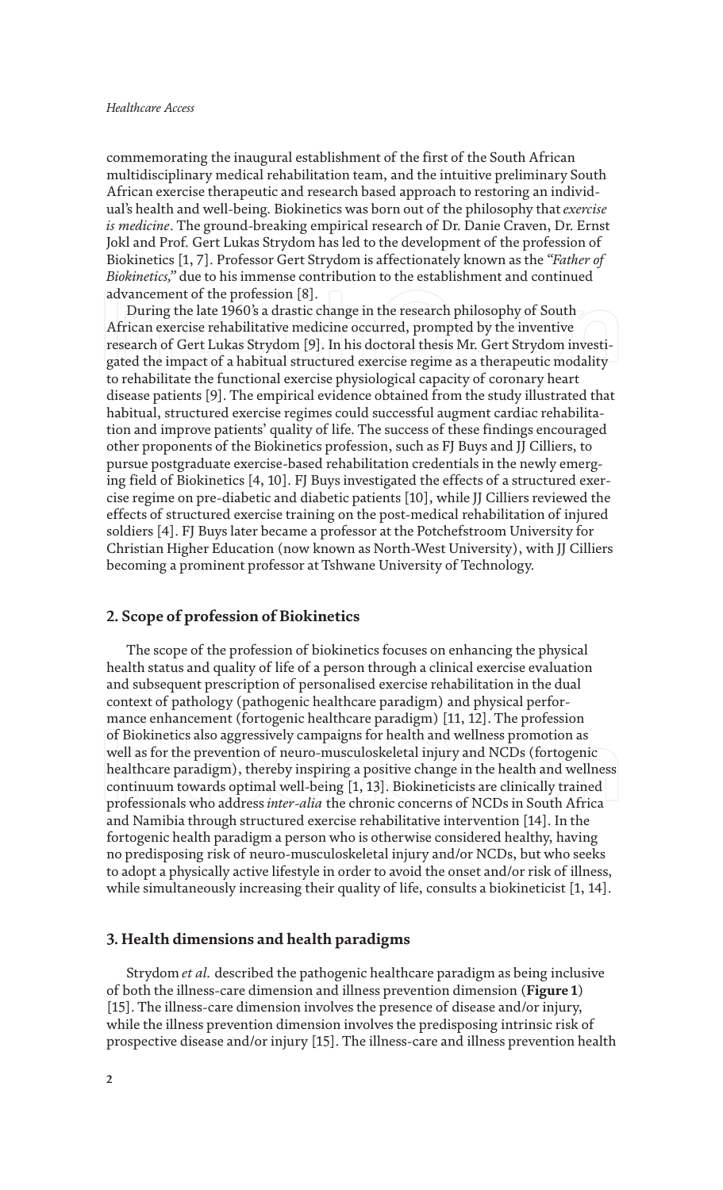commemorating the inaugural establishment of the first of the South African multidisciplinary medical rehabilitation team, and the intuitive preliminary South African exercise therapeutic and research based approach to restoring an individual's health and well-being. Biokinetics was born out of the philosophy that *exercise is medicine*. The ground-breaking empirical research of Dr. Danie Craven, Dr. Ernst Jokl and Prof. Gert Lukas Strydom has led to the development of the profession of Biokinetics [1, 7]. Professor Gert Strydom is affectionately known as the *"Father of Biokinetics,"* due to his immense contribution to the establishment and continued advancement of the profession [8].

During the late 1960's a drastic change in the research philosophy of South African exercise rehabilitative medicine occurred, prompted by the inventive research of Gert Lukas Strydom [9]. In his doctoral thesis Mr. Gert Strydom investigated the impact of a habitual structured exercise regime as a therapeutic modality to rehabilitate the functional exercise physiological capacity of coronary heart disease patients [9]. The empirical evidence obtained from the study illustrated that habitual, structured exercise regimes could successful augment cardiac rehabilitation and improve patients' quality of life. The success of these findings encouraged other proponents of the Biokinetics profession, such as FJ Buys and JJ Cilliers, to pursue postgraduate exercise-based rehabilitation credentials in the newly emerging field of Biokinetics [4, 10]. FJ Buys investigated the effects of a structured exercise regime on pre-diabetic and diabetic patients [10], while JJ Cilliers reviewed the effects of structured exercise training on the post-medical rehabilitation of injured soldiers [4]. FJ Buys later became a professor at the Potchefstroom University for Christian Higher Education (now known as North-West University), with JJ Cilliers becoming a prominent professor at Tshwane University of Technology.

## 2. Scope of profession of Biokinetics

The scope of the profession of biokinetics focuses on enhancing the physical health status and quality of life of a person through a clinical exercise evaluation and subsequent prescription of personalised exercise rehabilitation in the dual context of pathology (pathogenic healthcare paradigm) and physical performance enhancement (fortogenic healthcare paradigm) [11, 12]. The profession of Biokinetics also aggressively campaigns for health and wellness promotion as well as for the prevention of neuro-musculoskeletal injury and NCDs (fortogenic healthcare paradigm), thereby inspiring a positive change in the health and wellness continuum towards optimal well-being [1, 13]. Biokineticists are clinically trained professionals who address *inter-alia* the chronic concerns of NCDs in South Africa and Namibia through structured exercise rehabilitative intervention [14]. In the fortogenic health paradigm a person who is otherwise considered healthy, having no predisposing risk of neuro-musculoskeletal injury and/or NCDs, but who seeks to adopt a physically active lifestyle in order to avoid the onset and/or risk of illness, while simultaneously increasing their quality of life, consults a biokineticist [1, 14].

## 3. Health dimensions and health paradigms

Strydom *et al.* described the pathogenic healthcare paradigm as being inclusive of both the illness-care dimension and illness prevention dimension (**Figure 1**) [15]. The illness-care dimension involves the presence of disease and/or injury, while the illness prevention dimension involves the predisposing intrinsic risk of prospective disease and/or injury [15]. The illness-care and illness prevention health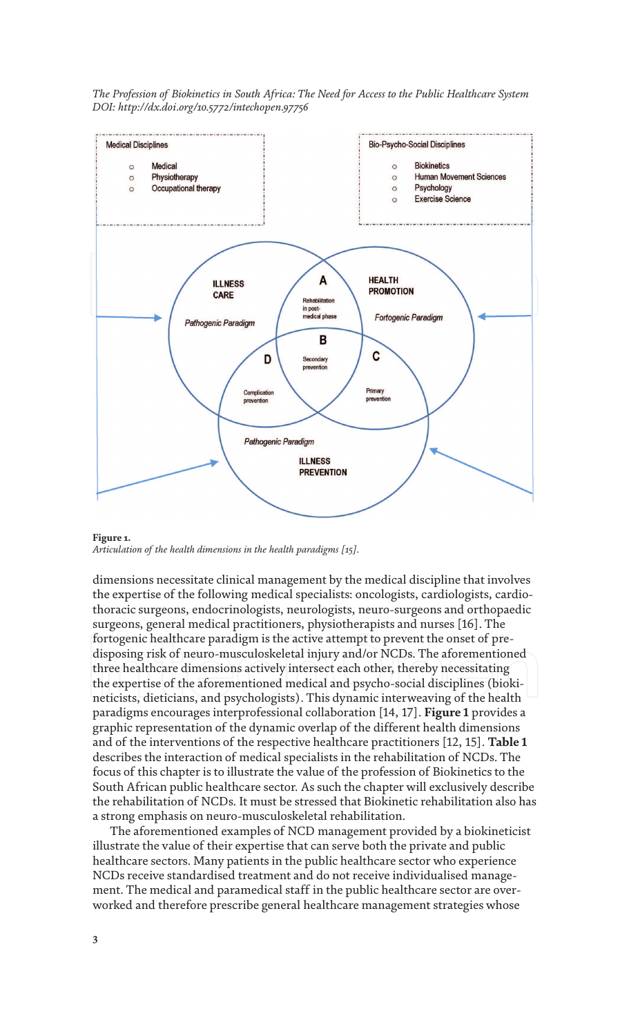**Figure 1.**
*Articulation of the health dimensions in the health paradigms [15].*

dimensions necessitate clinical management by the medical discipline that involves the expertise of the following medical specialists: oncologists, cardiologists, cardiothoracic surgeons, endocrinologists, neurologists, neuro-surgeons and orthopaedic surgeons, general medical practitioners, physiotherapists and nurses [16]. The fortogenic healthcare paradigm is the active attempt to prevent the onset of predisposing risk of neuro-musculoskeletal injury and/or NCDs. The aforementioned three healthcare dimensions actively intersect each other, thereby necessitating the expertise of the aforementioned medical and psycho-social disciplines (biokineticists, dieticians, and psychologists). This dynamic interweaving of the health paradigms encourages interprofessional collaboration [14, 17]. **Figure 1** provides a graphic representation of the dynamic overlap of the different health dimensions and of the interventions of the respective healthcare practitioners [12, 15]. **Table 1** describes the interaction of medical specialists in the rehabilitation of NCDs. The focus of this chapter is to illustrate the value of the profession of Biokinetics to the South African public healthcare sector. As such the chapter will exclusively describe the rehabilitation of NCDs. It must be stressed that Biokinetic rehabilitation also has a strong emphasis on neuro-musculoskeletal rehabilitation.

The aforementioned examples of NCD management provided by a biokineticist illustrate the value of their expertise that can serve both the private and public healthcare sectors. Many patients in the public healthcare sector who experience NCDs receive standardised treatment and do not receive individualised management. The medical and paramedical staff in the public healthcare sector are overworked and therefore prescribe general healthcare management strategies whose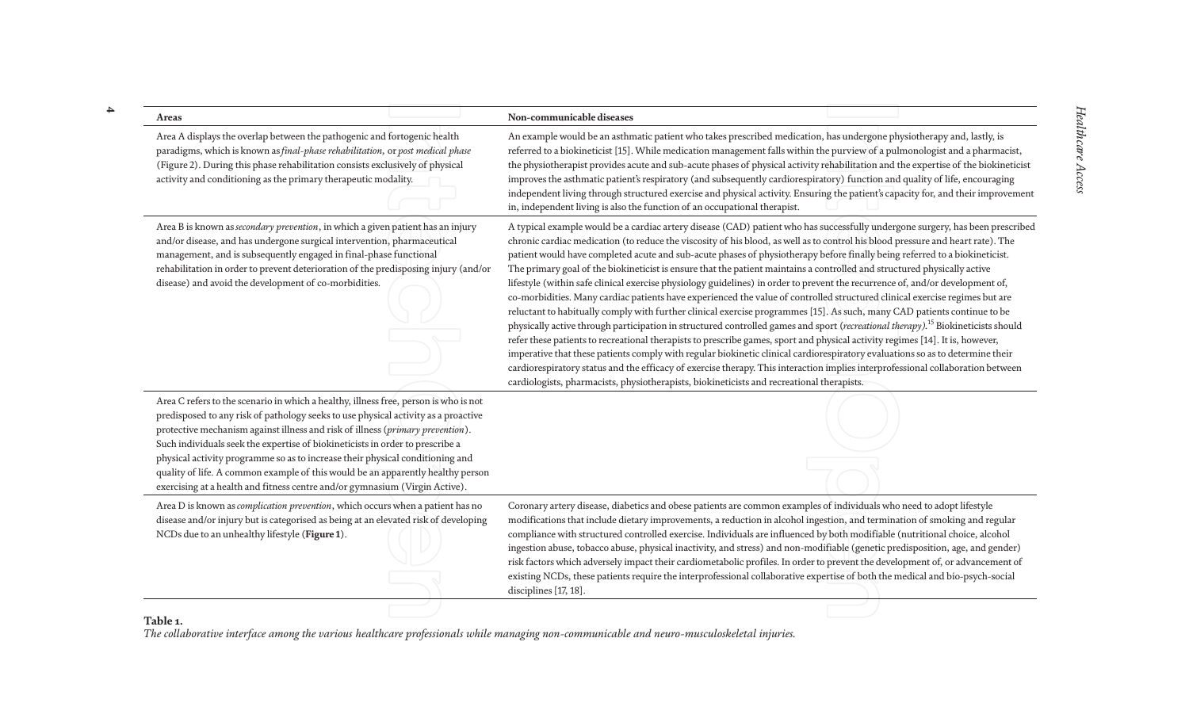| Areas | Non-communicable diseases |
| --- | --- |
| Area A displays the overlap between the pathogenic and fortogenic health paradigms, which is known as *final-phase rehabilitation,* or *post medical phase* (Figure 2). During this phase rehabilitation consists exclusively of physical activity and conditioning as the primary therapeutic modality. | An example would be an asthmatic patient who takes prescribed medication, has undergone physiotherapy and, lastly, is referred to a biokineticist [15]. While medication management falls within the purview of a pulmonologist and a pharmacist, the physiotherapist provides acute and sub-acute phases of physical activity rehabilitation and the expertise of the biokineticist improves the asthmatic patient's respiratory (and subsequently cardiorespiratory) function and quality of life, encouraging independent living through structured exercise and physical activity. Ensuring the patient's capacity for, and their improvement in, independent living is also the function of an occupational therapist. |
| Area B is known as *secondary prevention*, in which a given patient has an injury and/or disease, and has undergone surgical intervention, pharmaceutical management, and is subsequently engaged in final-phase functional rehabilitation in order to prevent deterioration of the predisposing injury (and/or disease) and avoid the development of co-morbidities. | A typical example would be a cardiac artery disease (CAD) patient who has successfully undergone surgery, has been prescribed chronic cardiac medication (to reduce the viscosity of his blood, as well as to control his blood pressure and heart rate). The patient would have completed acute and sub-acute phases of physiotherapy before finally being referred to a biokineticist. The primary goal of the biokineticist is ensure that the patient maintains a controlled and structured physically active lifestyle (within safe clinical exercise physiology guidelines) in order to prevent the recurrence of, and/or development of, co-morbidities. Many cardiac patients have experienced the value of controlled structured clinical exercise programmes [15]. As such, many CAD patients continue to be physically active through participation in structured controlled games and sport (*recreational therapy*).[15] Biokineticists should refer these patients to recreational therapists to prescribe games, sport and physical activity regimes [14]. It is, however, imperative that these patients comply with regular biokinetic clinical cardiorespiratory evaluations so as to determine their cardiorespiratory status and the efficacy of exercise therapy. This interaction implies interprofessional collaboration between cardiologists, pharmacists, physiotherapists, biokineticists and recreational therapists. |
| Area C refers to the scenario in which a healthy, illness free, person is who is not predisposed to any risk of pathology seeks to use physical activity as a proactive protective mechanism against illness and risk of illness (*primary prevention*). Such individuals seek the expertise of biokineticists in order to prescribe a physical activity programme so as to increase their physical conditioning and quality of life. A common example of this would be an apparently healthy person exercising at a health and fitness centre and/or gymnasium (Virgin Active). | |
| Area D is known as *complication prevention*, which occurs when a patient has no disease and/or injury but is categorised as being at an elevated risk of developing NCDs due to an unhealthy lifestyle (**Figure 1**). | Coronary artery disease, diabetics and obese patients are common examples of individuals who need to adopt lifestyle modifications that include dietary improvements, a reduction in alcohol ingestion, and termination of smoking and regular compliance with structured controlled exercise. Individuals are influenced by both modifiable (nutritional choice, alcohol ingestion abuse, tobacco abuse, physical inactivity, and stress) and non-modifiable (genetic predisposition, age, and gender) risk factors which adversely impact their cardiometabolic profiles. In order to prevent the development of, or advancement of existing NCDs, these patients require the interprofessional collaborative expertise of both the medical and bio-psych-social disciplines [17, 18]. |

**Table 1.**
*The collaborative interface among the various healthcare professionals while managing non-communicable and neuro-musculoskeletal injuries.*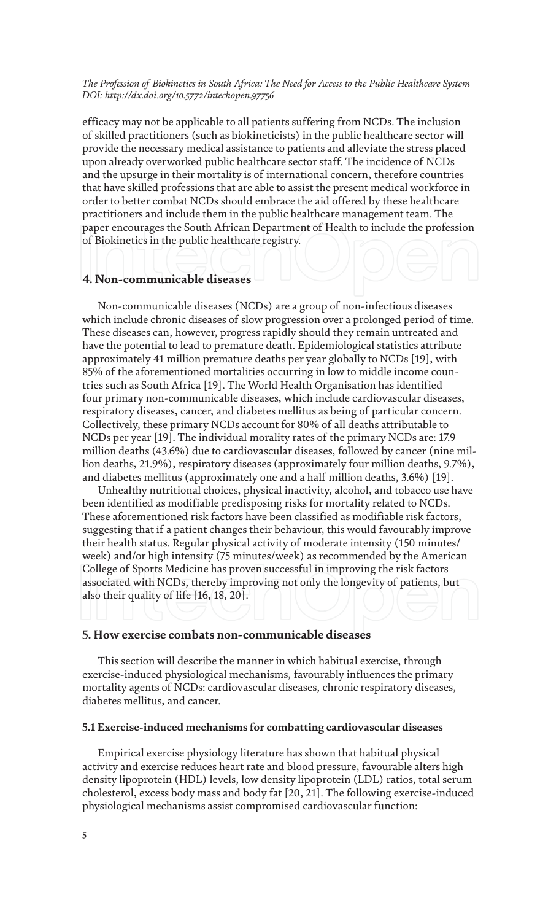efficacy may not be applicable to all patients suffering from NCDs. The inclusion of skilled practitioners (such as biokineticists) in the public healthcare sector will provide the necessary medical assistance to patients and alleviate the stress placed upon already overworked public healthcare sector staff. The incidence of NCDs and the upsurge in their mortality is of international concern, therefore countries that have skilled professions that are able to assist the present medical workforce in order to better combat NCDs should embrace the aid offered by these healthcare practitioners and include them in the public healthcare management team. The paper encourages the South African Department of Health to include the profession of Biokinetics in the public healthcare registry.

## 4. Non-communicable diseases

Non-communicable diseases (NCDs) are a group of non-infectious diseases which include chronic diseases of slow progression over a prolonged period of time. These diseases can, however, progress rapidly should they remain untreated and have the potential to lead to premature death. Epidemiological statistics attribute approximately 41 million premature deaths per year globally to NCDs [19], with 85% of the aforementioned mortalities occurring in low to middle income countries such as South Africa [19]. The World Health Organisation has identified four primary non-communicable diseases, which include cardiovascular diseases, respiratory diseases, cancer, and diabetes mellitus as being of particular concern. Collectively, these primary NCDs account for 80% of all deaths attributable to NCDs per year [19]. The individual morality rates of the primary NCDs are: 17.9 million deaths (43.6%) due to cardiovascular diseases, followed by cancer (nine million deaths, 21.9%), respiratory diseases (approximately four million deaths, 9.7%), and diabetes mellitus (approximately one and a half million deaths, 3.6%) [19].

Unhealthy nutritional choices, physical inactivity, alcohol, and tobacco use have been identified as modifiable predisposing risks for mortality related to NCDs. These aforementioned risk factors have been classified as modifiable risk factors, suggesting that if a patient changes their behaviour, this would favourably improve their health status. Regular physical activity of moderate intensity (150 minutes/week) and/or high intensity (75 minutes/week) as recommended by the American College of Sports Medicine has proven successful in improving the risk factors associated with NCDs, thereby improving not only the longevity of patients, but also their quality of life [16, 18, 20].

## 5. How exercise combats non-communicable diseases

This section will describe the manner in which habitual exercise, through exercise-induced physiological mechanisms, favourably influences the primary mortality agents of NCDs: cardiovascular diseases, chronic respiratory diseases, diabetes mellitus, and cancer.

### 5.1 Exercise-induced mechanisms for combatting cardiovascular diseases

Empirical exercise physiology literature has shown that habitual physical activity and exercise reduces heart rate and blood pressure, favourable alters high density lipoprotein (HDL) levels, low density lipoprotein (LDL) ratios, total serum cholesterol, excess body mass and body fat [20, 21]. The following exercise-induced physiological mechanisms assist compromised cardiovascular function: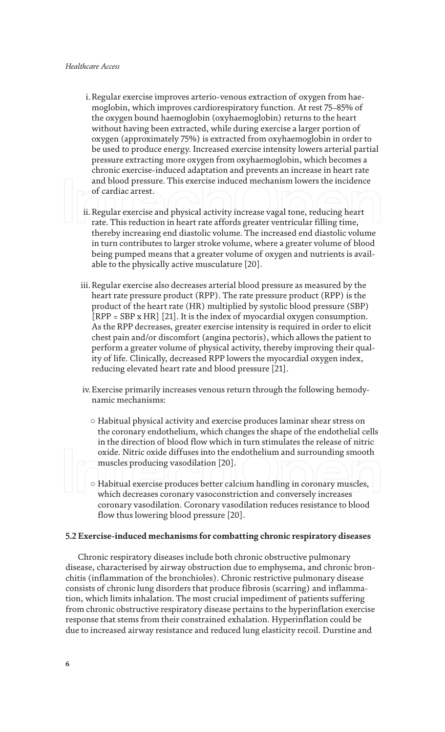i. Regular exercise improves arterio-venous extraction of oxygen from haemoglobin, which improves cardiorespiratory function. At rest 75–85% of the oxygen bound haemoglobin (oxyhaemoglobin) returns to the heart without having been extracted, while during exercise a larger portion of oxygen (approximately 75%) is extracted from oxyhaemoglobin in order to be used to produce energy. Increased exercise intensity lowers arterial partial pressure extracting more oxygen from oxyhaemoglobin, which becomes a chronic exercise-induced adaptation and prevents an increase in heart rate and blood pressure. This exercise induced mechanism lowers the incidence of cardiac arrest.

ii. Regular exercise and physical activity increase vagal tone, reducing heart rate. This reduction in heart rate affords greater ventricular filling time, thereby increasing end diastolic volume. The increased end diastolic volume in turn contributes to larger stroke volume, where a greater volume of blood being pumped means that a greater volume of oxygen and nutrients is available to the physically active musculature [20].

iii. Regular exercise also decreases arterial blood pressure as measured by the heart rate pressure product (RPP). The rate pressure product (RPP) is the product of the heart rate (HR) multiplied by systolic blood pressure (SBP) [RPP = SBP x HR] [21]. It is the index of myocardial oxygen consumption. As the RPP decreases, greater exercise intensity is required in order to elicit chest pain and/or discomfort (angina pectoris), which allows the patient to perform a greater volume of physical activity, thereby improving their quality of life. Clinically, decreased RPP lowers the myocardial oxygen index, reducing elevated heart rate and blood pressure [21].

iv. Exercise primarily increases venous return through the following hemodynamic mechanisms:

- Habitual physical activity and exercise produces laminar shear stress on the coronary endothelium, which changes the shape of the endothelial cells in the direction of blood flow which in turn stimulates the release of nitric oxide. Nitric oxide diffuses into the endothelium and surrounding smooth muscles producing vasodilation [20].

- Habitual exercise produces better calcium handling in coronary muscles, which decreases coronary vasoconstriction and conversely increases coronary vasodilation. Coronary vasodilation reduces resistance to blood flow thus lowering blood pressure [20].

### 5.2 Exercise-induced mechanisms for combatting chronic respiratory diseases

Chronic respiratory diseases include both chronic obstructive pulmonary disease, characterised by airway obstruction due to emphysema, and chronic bronchitis (inflammation of the bronchioles). Chronic restrictive pulmonary disease consists of chronic lung disorders that produce fibrosis (scarring) and inflammation, which limits inhalation. The most crucial impediment of patients suffering from chronic obstructive respiratory disease pertains to the hyperinflation exercise response that stems from their constrained exhalation. Hyperinflation could be due to increased airway resistance and reduced lung elasticity recoil. Durstine and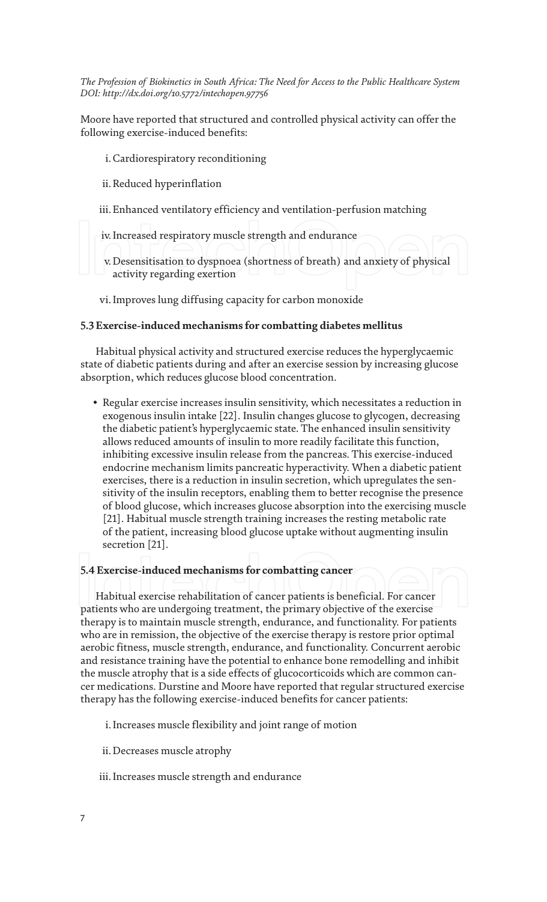Moore have reported that structured and controlled physical activity can offer the following exercise-induced benefits:

i. Cardiorespiratory reconditioning

ii. Reduced hyperinflation

iii. Enhanced ventilatory efficiency and ventilation-perfusion matching

iv. Increased respiratory muscle strength and endurance

v. Desensitisation to dyspnoea (shortness of breath) and anxiety of physical activity regarding exertion

vi. Improves lung diffusing capacity for carbon monoxide

### 5.3 Exercise-induced mechanisms for combatting diabetes mellitus

Habitual physical activity and structured exercise reduces the hyperglycaemic state of diabetic patients during and after an exercise session by increasing glucose absorption, which reduces glucose blood concentration.

- Regular exercise increases insulin sensitivity, which necessitates a reduction in exogenous insulin intake [22]. Insulin changes glucose to glycogen, decreasing the diabetic patient's hyperglycaemic state. The enhanced insulin sensitivity allows reduced amounts of insulin to more readily facilitate this function, inhibiting excessive insulin release from the pancreas. This exercise-induced endocrine mechanism limits pancreatic hyperactivity. When a diabetic patient exercises, there is a reduction in insulin secretion, which upregulates the sensitivity of the insulin receptors, enabling them to better recognise the presence of blood glucose, which increases glucose absorption into the exercising muscle [21]. Habitual muscle strength training increases the resting metabolic rate of the patient, increasing blood glucose uptake without augmenting insulin secretion [21].

### 5.4 Exercise-induced mechanisms for combatting cancer

Habitual exercise rehabilitation of cancer patients is beneficial. For cancer patients who are undergoing treatment, the primary objective of the exercise therapy is to maintain muscle strength, endurance, and functionality. For patients who are in remission, the objective of the exercise therapy is restore prior optimal aerobic fitness, muscle strength, endurance, and functionality. Concurrent aerobic and resistance training have the potential to enhance bone remodelling and inhibit the muscle atrophy that is a side effects of glucocorticoids which are common cancer medications. Durstine and Moore have reported that regular structured exercise therapy has the following exercise-induced benefits for cancer patients:

i. Increases muscle flexibility and joint range of motion

ii. Decreases muscle atrophy

iii. Increases muscle strength and endurance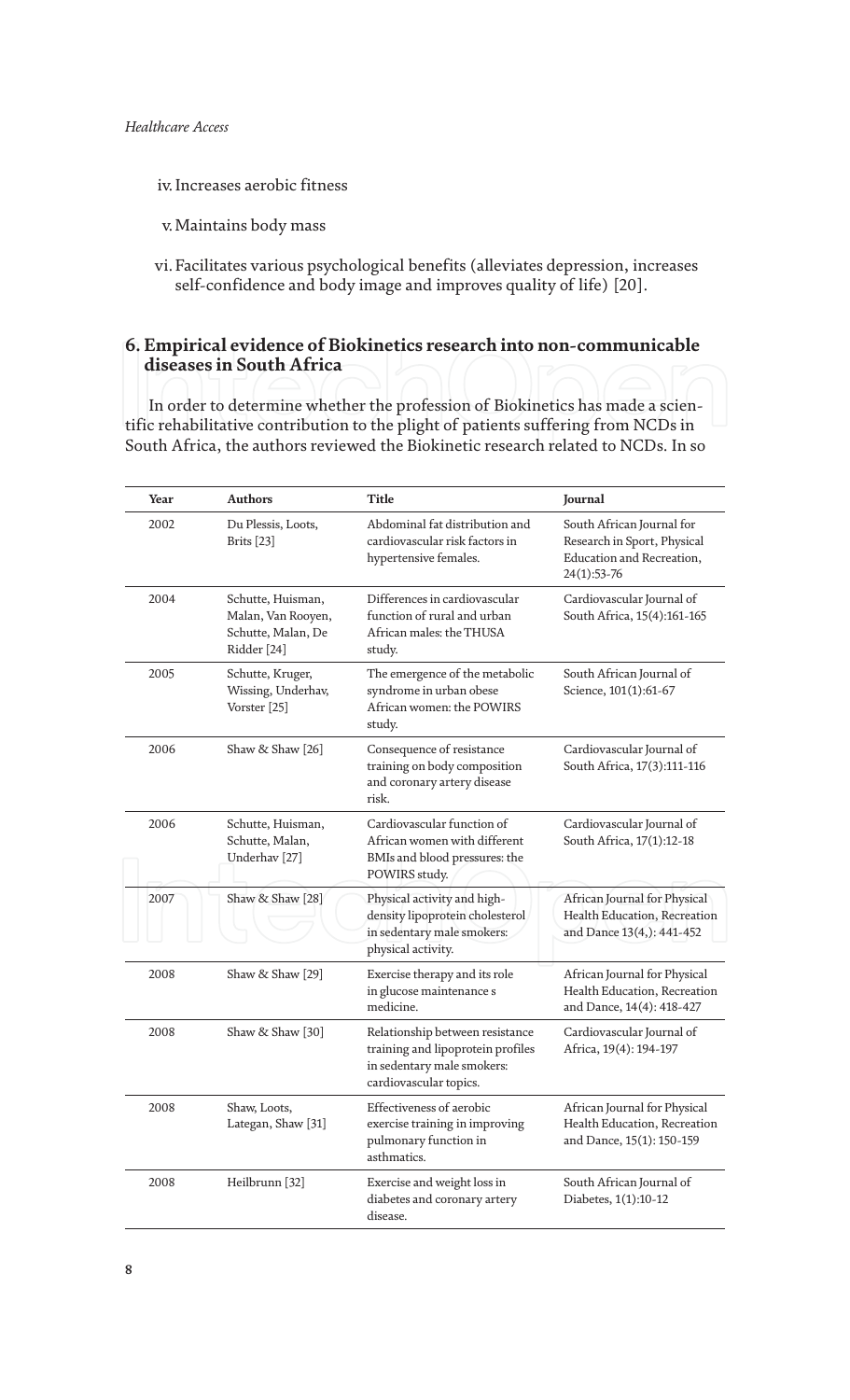iv. Increases aerobic fitness

v. Maintains body mass

vi. Facilitates various psychological benefits (alleviates depression, increases self-confidence and body image and improves quality of life) [20].

## 6. Empirical evidence of Biokinetics research into non-communicable diseases in South Africa

In order to determine whether the profession of Biokinetics has made a scientific rehabilitative contribution to the plight of patients suffering from NCDs in South Africa, the authors reviewed the Biokinetic research related to NCDs. In so

| Year | Authors | Title | Journal |
|---|---|---|---|
| 2002 | Du Plessis, Loots, Brits [23] | Abdominal fat distribution and cardiovascular risk factors in hypertensive females. | South African Journal for Research in Sport, Physical Education and Recreation, 24(1):53-76 |
| 2004 | Schutte, Huisman, Malan, Van Rooyen, Schutte, Malan, De Ridder [24] | Differences in cardiovascular function of rural and urban African males: the THUSA study. | Cardiovascular Journal of South Africa, 15(4):161-165 |
| 2005 | Schutte, Kruger, Wissing, Underhav, Vorster [25] | The emergence of the metabolic syndrome in urban obese African women: the POWIRS study. | South African Journal of Science, 101(1):61-67 |
| 2006 | Shaw & Shaw [26] | Consequence of resistance training on body composition and coronary artery disease risk. | Cardiovascular Journal of South Africa, 17(3):111-116 |
| 2006 | Schutte, Huisman, Schutte, Malan, Underhav [27] | Cardiovascular function of African women with different BMIs and blood pressures: the POWIRS study. | Cardiovascular Journal of South Africa, 17(1):12-18 |
| 2007 | Shaw & Shaw [28] | Physical activity and high-density lipoprotein cholesterol in sedentary male smokers: physical activity. | African Journal for Physical Health Education, Recreation and Dance 13(4,): 441-452 |
| 2008 | Shaw & Shaw [29] | Exercise therapy and its role in glucose maintenance s medicine. | African Journal for Physical Health Education, Recreation and Dance, 14(4): 418-427 |
| 2008 | Shaw & Shaw [30] | Relationship between resistance training and lipoprotein profiles in sedentary male smokers: cardiovascular topics. | Cardiovascular Journal of Africa, 19(4): 194-197 |
| 2008 | Shaw, Loots, Lategan, Shaw [31] | Effectiveness of aerobic exercise training in improving pulmonary function in asthmatics. | African Journal for Physical Health Education, Recreation and Dance, 15(1): 150-159 |
| 2008 | Heilbrunn [32] | Exercise and weight loss in diabetes and coronary artery disease. | South African Journal of Diabetes, 1(1):10-12 |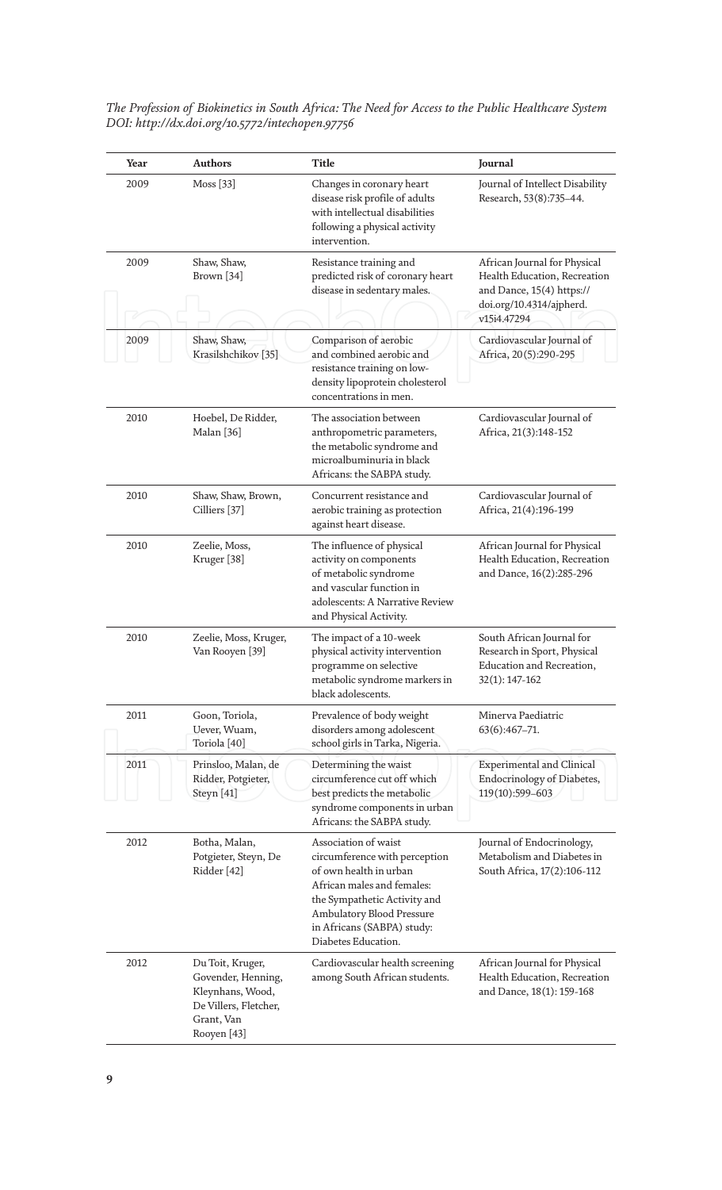| Year | Authors | Title | Journal |
|---|---|---|---|
| 2009 | Moss [33] | Changes in coronary heart disease risk profile of adults with intellectual disabilities following a physical activity intervention. | Journal of Intellect Disability Research, 53(8):735–44. |
| 2009 | Shaw, Shaw, Brown [34] | Resistance training and predicted risk of coronary heart disease in sedentary males. | African Journal for Physical Health Education, Recreation and Dance, 15(4) https://doi.org/10.4314/ajpherd.v15i4.47294 |
| 2009 | Shaw, Shaw, Krasilshchikov [35] | Comparison of aerobic and combined aerobic and resistance training on low-density lipoprotein cholesterol concentrations in men. | Cardiovascular Journal of Africa, 20(5):290-295 |
| 2010 | Hoebel, De Ridder, Malan [36] | The association between anthropometric parameters, the metabolic syndrome and microalbuminuria in black Africans: the SABPA study. | Cardiovascular Journal of Africa, 21(3):148-152 |
| 2010 | Shaw, Shaw, Brown, Cilliers [37] | Concurrent resistance and aerobic training as protection against heart disease. | Cardiovascular Journal of Africa, 21(4):196-199 |
| 2010 | Zeelie, Moss, Kruger [38] | The influence of physical activity on components of metabolic syndrome and vascular function in adolescents: A Narrative Review and Physical Activity. | African Journal for Physical Health Education, Recreation and Dance, 16(2):285-296 |
| 2010 | Zeelie, Moss, Kruger, Van Rooyen [39] | The impact of a 10-week physical activity intervention programme on selective metabolic syndrome markers in black adolescents. | South African Journal for Research in Sport, Physical Education and Recreation, 32(1): 147-162 |
| 2011 | Goon, Toriola, Uever, Wuam, Toriola [40] | Prevalence of body weight disorders among adolescent school girls in Tarka, Nigeria. | Minerva Paediatric 63(6):467–71. |
| 2011 | Prinsloo, Malan, de Ridder, Potgieter, Steyn [41] | Determining the waist circumference cut off which best predicts the metabolic syndrome components in urban Africans: the SABPA study. | Experimental and Clinical Endocrinology of Diabetes, 119(10):599–603 |
| 2012 | Botha, Malan, Potgieter, Steyn, De Ridder [42] | Association of waist circumference with perception of own health in urban African males and females: the Sympathetic Activity and Ambulatory Blood Pressure in Africans (SABPA) study: Diabetes Education. | Journal of Endocrinology, Metabolism and Diabetes in South Africa, 17(2):106-112 |
| 2012 | Du Toit, Kruger, Govender, Henning, Kleynhans, Wood, De Villers, Fletcher, Grant, Van Rooyen [43] | Cardiovascular health screening among South African students. | African Journal for Physical Health Education, Recreation and Dance, 18(1): 159-168 |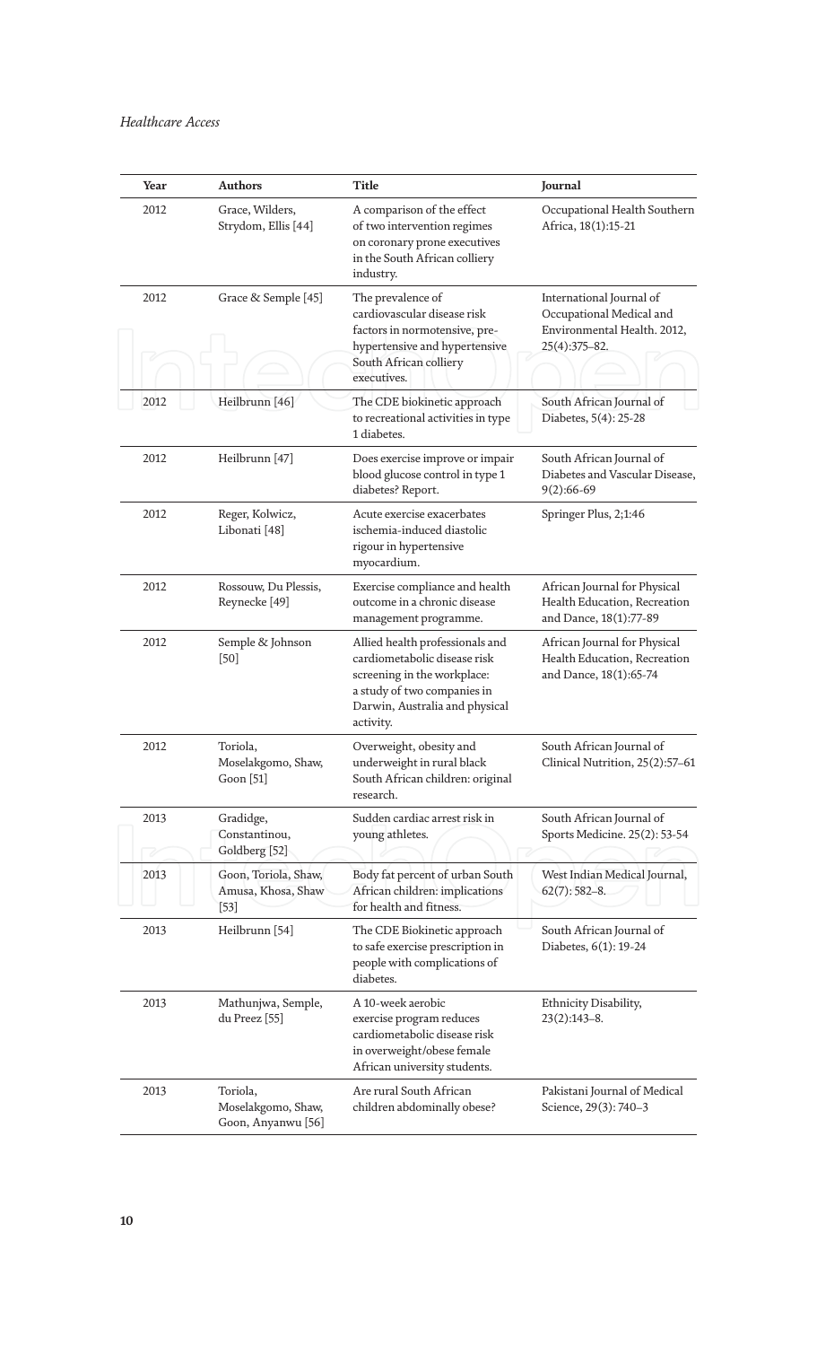| Year | Authors | Title | Journal |
|---|---|---|---|
| 2012 | Grace, Wilders, Strydom, Ellis [44] | A comparison of the effect of two intervention regimes on coronary prone executives in the South African colliery industry. | Occupational Health Southern Africa, 18(1):15-21 |
| 2012 | Grace & Semple [45] | The prevalence of cardiovascular disease risk factors in normotensive, pre-hypertensive and hypertensive South African colliery executives. | International Journal of Occupational Medical and Environmental Health. 2012, 25(4):375–82. |
| 2012 | Heilbrunn [46] | The CDE biokinetic approach to recreational activities in type 1 diabetes. | South African Journal of Diabetes, 5(4): 25-28 |
| 2012 | Heilbrunn [47] | Does exercise improve or impair blood glucose control in type 1 diabetes? Report. | South African Journal of Diabetes and Vascular Disease, 9(2):66-69 |
| 2012 | Reger, Kolwicz, Libonati [48] | Acute exercise exacerbates ischemia-induced diastolic rigour in hypertensive myocardium. | Springer Plus, 2;1:46 |
| 2012 | Rossouw, Du Plessis, Reynecke [49] | Exercise compliance and health outcome in a chronic disease management programme. | African Journal for Physical Health Education, Recreation and Dance, 18(1):77-89 |
| 2012 | Semple & Johnson [50] | Allied health professionals and cardiometabolic disease risk screening in the workplace: a study of two companies in Darwin, Australia and physical activity. | African Journal for Physical Health Education, Recreation and Dance, 18(1):65-74 |
| 2012 | Toriola, Moselakgomo, Shaw, Goon [51] | Overweight, obesity and underweight in rural black South African children: original research. | South African Journal of Clinical Nutrition, 25(2):57–61 |
| 2013 | Gradidge, Constantinou, Goldberg [52] | Sudden cardiac arrest risk in young athletes. | South African Journal of Sports Medicine. 25(2): 53-54 |
| 2013 | Goon, Toriola, Shaw, Amusa, Khosa, Shaw [53] | Body fat percent of urban South African children: implications for health and fitness. | West Indian Medical Journal, 62(7): 582–8. |
| 2013 | Heilbrunn [54] | The CDE Biokinetic approach to safe exercise prescription in people with complications of diabetes. | South African Journal of Diabetes, 6(1): 19-24 |
| 2013 | Mathunjwa, Semple, du Preez [55] | A 10-week aerobic exercise program reduces cardiometabolic disease risk in overweight/obese female African university students. | Ethnicity Disability, 23(2):143–8. |
| 2013 | Toriola, Moselakgomo, Shaw, Goon, Anyanwu [56] | Are rural South African children abdominally obese? | Pakistani Journal of Medical Science, 29(3): 740–3 |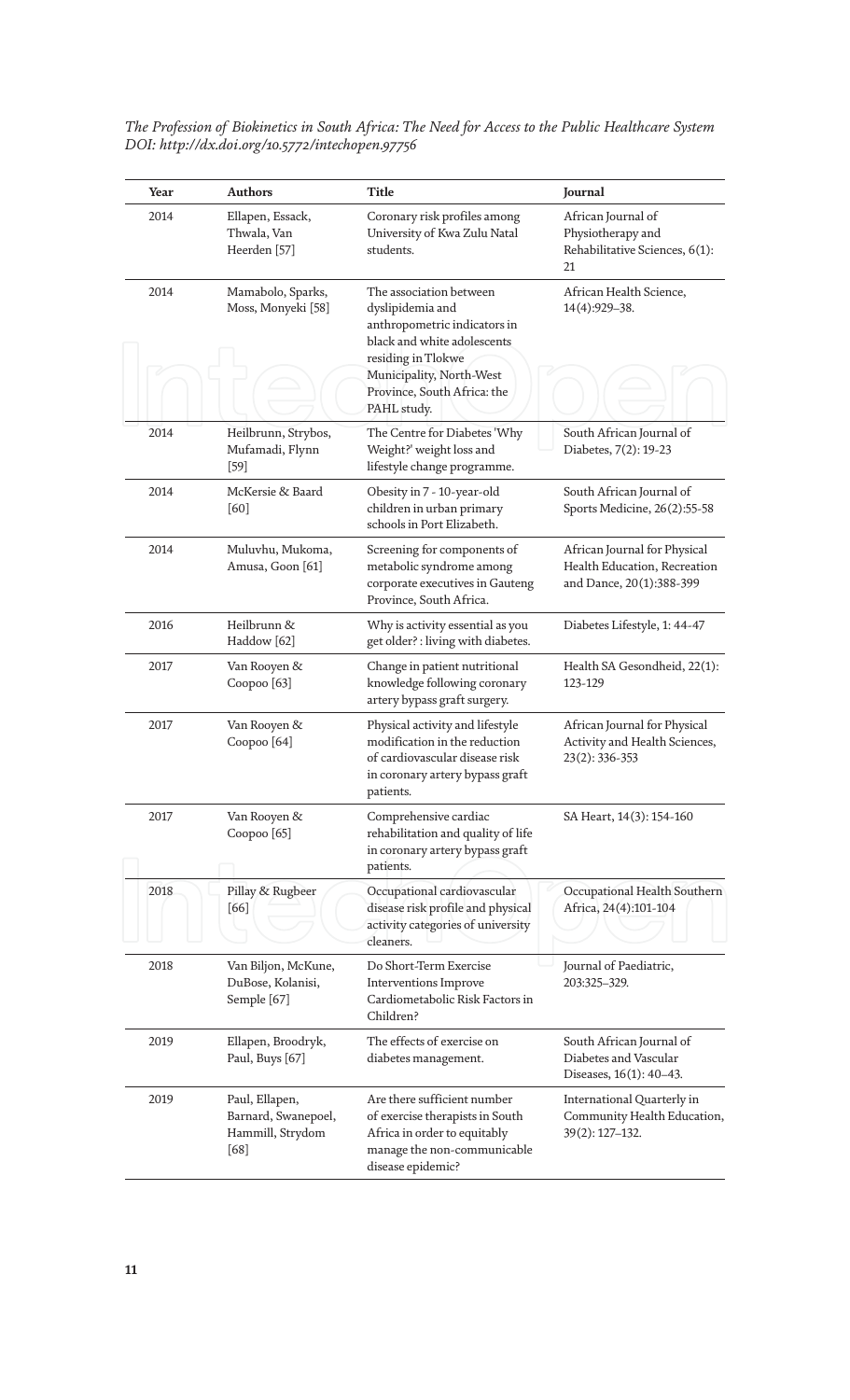| Year | Authors | Title | Journal |
|---|---|---|---|
| 2014 | Ellapen, Essack, Thwala, Van Heerden [57] | Coronary risk profiles among University of Kwa Zulu Natal students. | African Journal of Physiotherapy and Rehabilitative Sciences, 6(1): 21 |
| 2014 | Mamabolo, Sparks, Moss, Monyeki [58] | The association between dyslipidemia and anthropometric indicators in black and white adolescents residing in Tlokwe Municipality, North-West Province, South Africa: the PAHL study. | African Health Science, 14(4):929–38. |
| 2014 | Heilbrunn, Strybos, Mufamadi, Flynn [59] | The Centre for Diabetes 'Why Weight?' weight loss and lifestyle change programme. | South African Journal of Diabetes, 7(2): 19-23 |
| 2014 | McKersie & Baard [60] | Obesity in 7 - 10-year-old children in urban primary schools in Port Elizabeth. | South African Journal of Sports Medicine, 26(2):55-58 |
| 2014 | Muluvhu, Mukoma, Amusa, Goon [61] | Screening for components of metabolic syndrome among corporate executives in Gauteng Province, South Africa. | African Journal for Physical Health Education, Recreation and Dance, 20(1):388-399 |
| 2016 | Heilbrunn & Haddow [62] | Why is activity essential as you get older? : living with diabetes. | Diabetes Lifestyle, 1: 44-47 |
| 2017 | Van Rooyen & Coopoo [63] | Change in patient nutritional knowledge following coronary artery bypass graft surgery. | Health SA Gesondheid, 22(1): 123-129 |
| 2017 | Van Rooyen & Coopoo [64] | Physical activity and lifestyle modification in the reduction of cardiovascular disease risk in coronary artery bypass graft patients. | African Journal for Physical Activity and Health Sciences, 23(2): 336-353 |
| 2017 | Van Rooyen & Coopoo [65] | Comprehensive cardiac rehabilitation and quality of life in coronary artery bypass graft patients. | SA Heart, 14(3): 154-160 |
| 2018 | Pillay & Rugbeer [66] | Occupational cardiovascular disease risk profile and physical activity categories of university cleaners. | Occupational Health Southern Africa, 24(4):101-104 |
| 2018 | Van Biljon, McKune, DuBose, Kolanisi, Semple [67] | Do Short-Term Exercise Interventions Improve Cardiometabolic Risk Factors in Children? | Journal of Paediatric, 203:325–329. |
| 2019 | Ellapen, Broodryk, Paul, Buys [67] | The effects of exercise on diabetes management. | South African Journal of Diabetes and Vascular Diseases, 16(1): 40–43. |
| 2019 | Paul, Ellapen, Barnard, Swanepoel, Hammill, Strydom [68] | Are there sufficient number of exercise therapists in South Africa in order to equitably manage the non-communicable disease epidemic? | International Quarterly in Community Health Education, 39(2): 127–132. |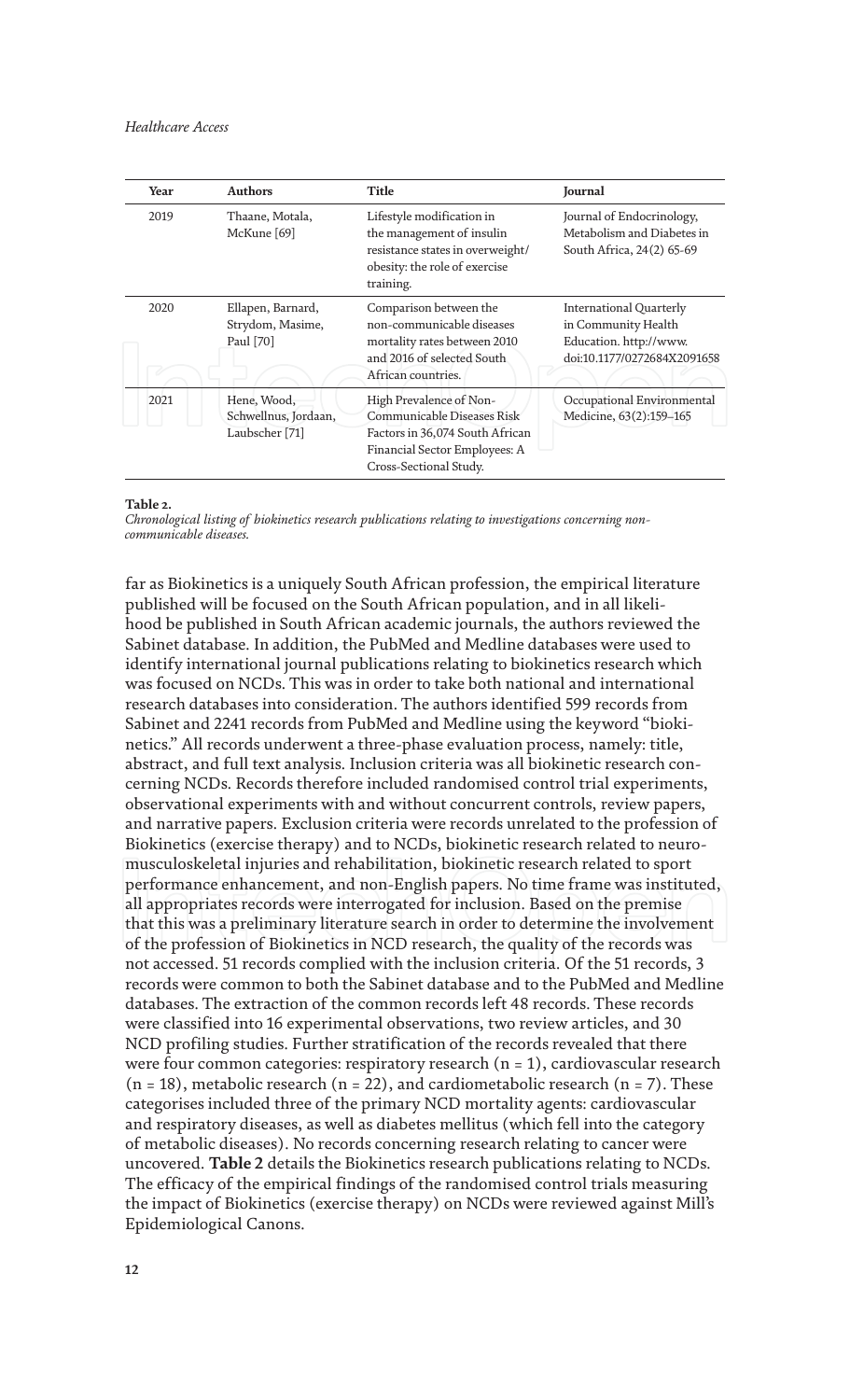| Year | Authors | Title | Journal |
|---|---|---|---|
| 2019 | Thaane, Motala, McKune [69] | Lifestyle modification in the management of insulin resistance states in overweight/obesity: the role of exercise training. | Journal of Endocrinology, Metabolism and Diabetes in South Africa, 24(2) 65-69 |
| 2020 | Ellapen, Barnard, Strydom, Masime, Paul [70] | Comparison between the non-communicable diseases mortality rates between 2010 and 2016 of selected South African countries. | International Quarterly in Community Health Education. http://www.doi:10.1177/0272684X2091658 |
| 2021 | Hene, Wood, Schwellnus, Jordaan, Laubscher [71] | High Prevalence of Non-Communicable Diseases Risk Factors in 36,074 South African Financial Sector Employees: A Cross-Sectional Study. | Occupational Environmental Medicine, 63(2):159–165 |

**Table 2.**
*Chronological listing of biokinetics research publications relating to investigations concerning non-communicable diseases.*

far as Biokinetics is a uniquely South African profession, the empirical literature published will be focused on the South African population, and in all likelihood be published in South African academic journals, the authors reviewed the Sabinet database. In addition, the PubMed and Medline databases were used to identify international journal publications relating to biokinetics research which was focused on NCDs. This was in order to take both national and international research databases into consideration. The authors identified 599 records from Sabinet and 2241 records from PubMed and Medline using the keyword "biokinetics." All records underwent a three-phase evaluation process, namely: title, abstract, and full text analysis. Inclusion criteria was all biokinetic research concerning NCDs. Records therefore included randomised control trial experiments, observational experiments with and without concurrent controls, review papers, and narrative papers. Exclusion criteria were records unrelated to the profession of Biokinetics (exercise therapy) and to NCDs, biokinetic research related to neuromusculoskeletal injuries and rehabilitation, biokinetic research related to sport performance enhancement, and non-English papers. No time frame was instituted, all appropriates records were interrogated for inclusion. Based on the premise that this was a preliminary literature search in order to determine the involvement of the profession of Biokinetics in NCD research, the quality of the records was not accessed. 51 records complied with the inclusion criteria. Of the 51 records, 3 records were common to both the Sabinet database and to the PubMed and Medline databases. The extraction of the common records left 48 records. These records were classified into 16 experimental observations, two review articles, and 30 NCD profiling studies. Further stratification of the records revealed that there were four common categories: respiratory research (n = 1), cardiovascular research (n = 18), metabolic research (n = 22), and cardiometabolic research (n = 7). These categorises included three of the primary NCD mortality agents: cardiovascular and respiratory diseases, as well as diabetes mellitus (which fell into the category of metabolic diseases). No records concerning research relating to cancer were uncovered. **Table 2** details the Biokinetics research publications relating to NCDs. The efficacy of the empirical findings of the randomised control trials measuring the impact of Biokinetics (exercise therapy) on NCDs were reviewed against Mill's Epidemiological Canons.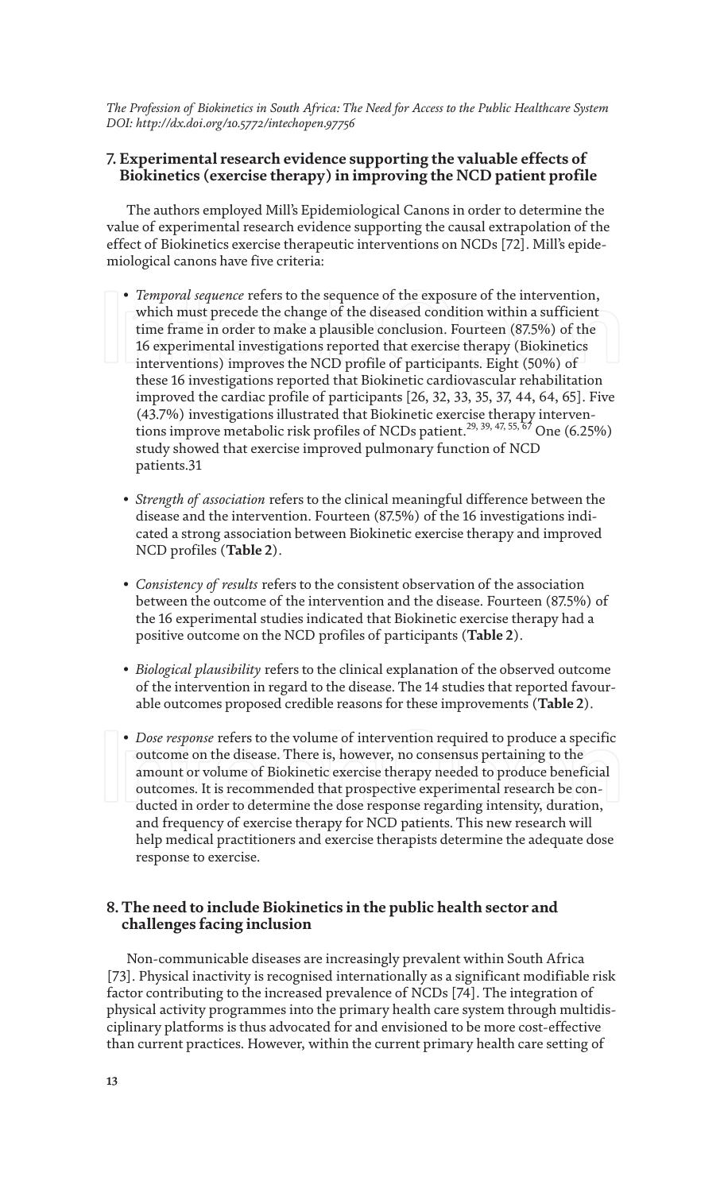## 7. Experimental research evidence supporting the valuable effects of Biokinetics (exercise therapy) in improving the NCD patient profile

The authors employed Mill's Epidemiological Canons in order to determine the value of experimental research evidence supporting the causal extrapolation of the effect of Biokinetics exercise therapeutic interventions on NCDs [72]. Mill's epidemiological canons have five criteria:

- *Temporal sequence* refers to the sequence of the exposure of the intervention, which must precede the change of the diseased condition within a sufficient time frame in order to make a plausible conclusion. Fourteen (87.5%) of the 16 experimental investigations reported that exercise therapy (Biokinetics interventions) improves the NCD profile of participants. Eight (50%) of these 16 investigations reported that Biokinetic cardiovascular rehabilitation improved the cardiac profile of participants [26, 32, 33, 35, 37, 44, 64, 65]. Five (43.7%) investigations illustrated that Biokinetic exercise therapy interventions improve metabolic risk profiles of NCDs patient.[29, 39, 47, 55, 67] One (6.25%) study showed that exercise improved pulmonary function of NCD patients.31

- *Strength of association* refers to the clinical meaningful difference between the disease and the intervention. Fourteen (87.5%) of the 16 investigations indicated a strong association between Biokinetic exercise therapy and improved NCD profiles (**Table 2**).

- *Consistency of results* refers to the consistent observation of the association between the outcome of the intervention and the disease. Fourteen (87.5%) of the 16 experimental studies indicated that Biokinetic exercise therapy had a positive outcome on the NCD profiles of participants (**Table 2**).

- *Biological plausibility* refers to the clinical explanation of the observed outcome of the intervention in regard to the disease. The 14 studies that reported favourable outcomes proposed credible reasons for these improvements (**Table 2**).

- *Dose response* refers to the volume of intervention required to produce a specific outcome on the disease. There is, however, no consensus pertaining to the amount or volume of Biokinetic exercise therapy needed to produce beneficial outcomes. It is recommended that prospective experimental research be conducted in order to determine the dose response regarding intensity, duration, and frequency of exercise therapy for NCD patients. This new research will help medical practitioners and exercise therapists determine the adequate dose response to exercise.

## 8. The need to include Biokinetics in the public health sector and challenges facing inclusion

Non-communicable diseases are increasingly prevalent within South Africa [73]. Physical inactivity is recognised internationally as a significant modifiable risk factor contributing to the increased prevalence of NCDs [74]. The integration of physical activity programmes into the primary health care system through multidisciplinary platforms is thus advocated for and envisioned to be more cost-effective than current practices. However, within the current primary health care setting of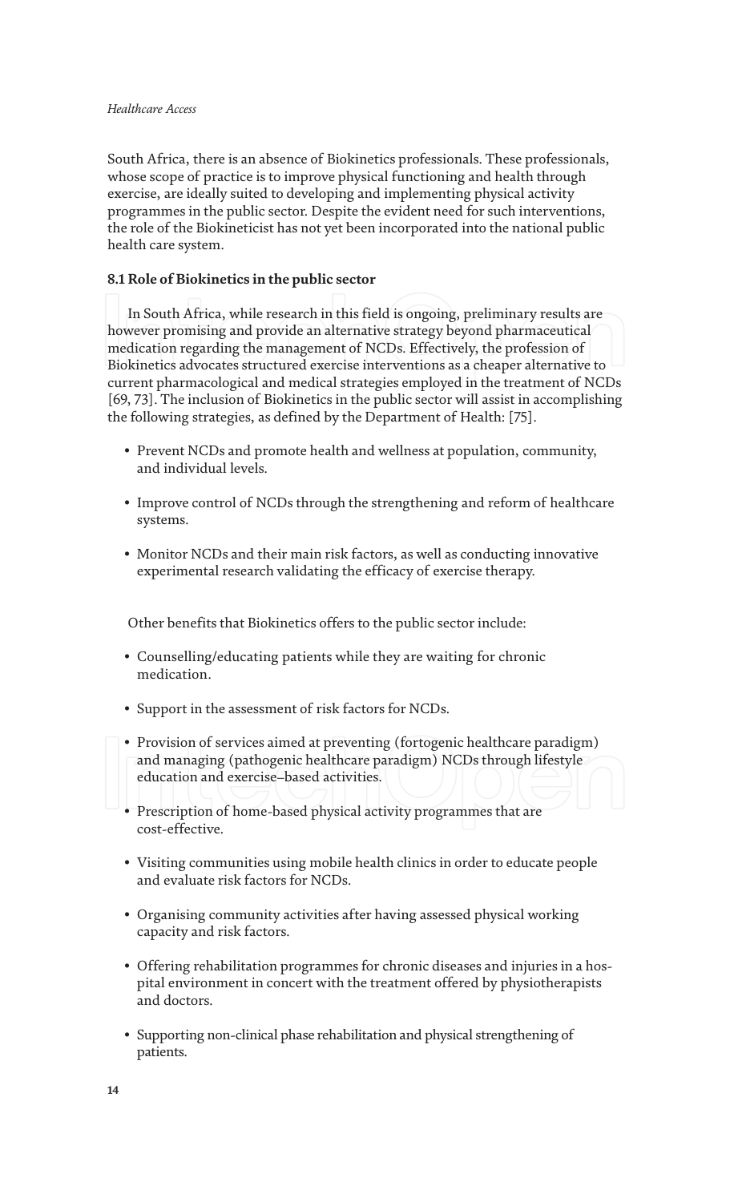South Africa, there is an absence of Biokinetics professionals. These professionals, whose scope of practice is to improve physical functioning and health through exercise, are ideally suited to developing and implementing physical activity programmes in the public sector. Despite the evident need for such interventions, the role of the Biokineticist has not yet been incorporated into the national public health care system.

### 8.1 Role of Biokinetics in the public sector

In South Africa, while research in this field is ongoing, preliminary results are however promising and provide an alternative strategy beyond pharmaceutical medication regarding the management of NCDs. Effectively, the profession of Biokinetics advocates structured exercise interventions as a cheaper alternative to current pharmacological and medical strategies employed in the treatment of NCDs [69, 73]. The inclusion of Biokinetics in the public sector will assist in accomplishing the following strategies, as defined by the Department of Health: [75].

- Prevent NCDs and promote health and wellness at population, community, and individual levels.
- Improve control of NCDs through the strengthening and reform of healthcare systems.
- Monitor NCDs and their main risk factors, as well as conducting innovative experimental research validating the efficacy of exercise therapy.

Other benefits that Biokinetics offers to the public sector include:

- Counselling/educating patients while they are waiting for chronic medication.
- Support in the assessment of risk factors for NCDs.
- Provision of services aimed at preventing (fortogenic healthcare paradigm) and managing (pathogenic healthcare paradigm) NCDs through lifestyle education and exercise–based activities.
- Prescription of home-based physical activity programmes that are cost-effective.
- Visiting communities using mobile health clinics in order to educate people and evaluate risk factors for NCDs.
- Organising community activities after having assessed physical working capacity and risk factors.
- Offering rehabilitation programmes for chronic diseases and injuries in a hospital environment in concert with the treatment offered by physiotherapists and doctors.
- Supporting non-clinical phase rehabilitation and physical strengthening of patients.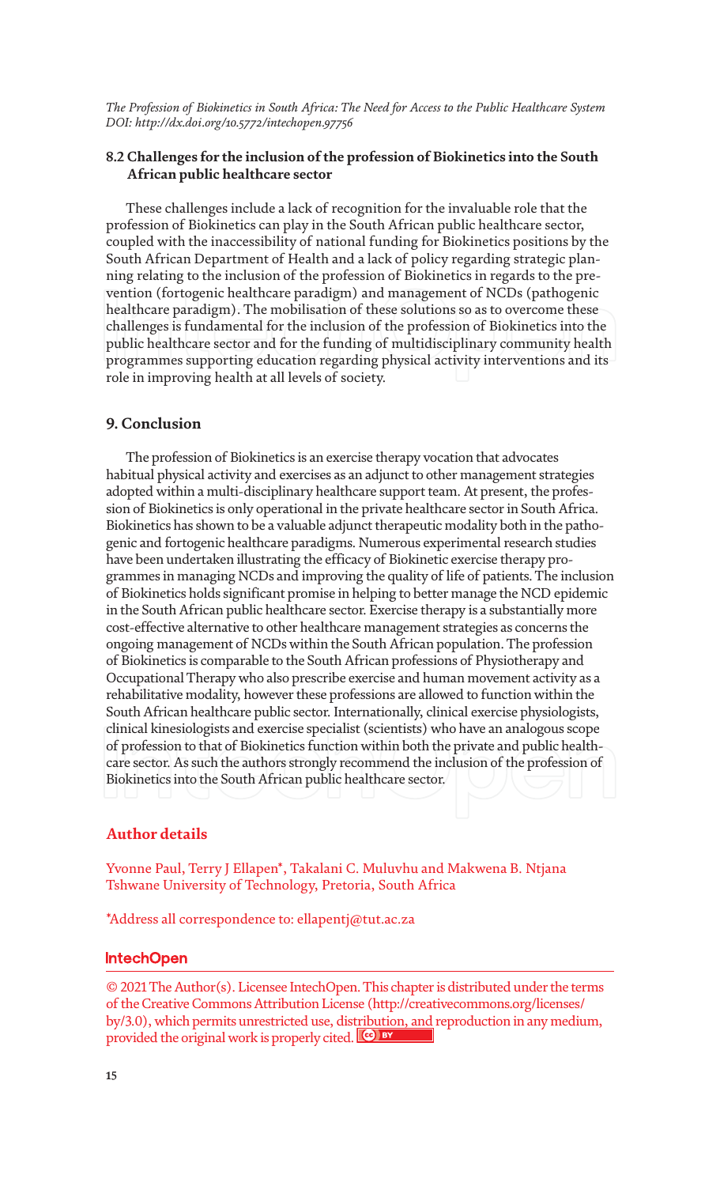### 8.2 Challenges for the inclusion of the profession of Biokinetics into the South African public healthcare sector

These challenges include a lack of recognition for the invaluable role that the profession of Biokinetics can play in the South African public healthcare sector, coupled with the inaccessibility of national funding for Biokinetics positions by the South African Department of Health and a lack of policy regarding strategic planning relating to the inclusion of the profession of Biokinetics in regards to the prevention (fortogenic healthcare paradigm) and management of NCDs (pathogenic healthcare paradigm). The mobilisation of these solutions so as to overcome these challenges is fundamental for the inclusion of the profession of Biokinetics into the public healthcare sector and for the funding of multidisciplinary community health programmes supporting education regarding physical activity interventions and its role in improving health at all levels of society.

## 9. Conclusion

The profession of Biokinetics is an exercise therapy vocation that advocates habitual physical activity and exercises as an adjunct to other management strategies adopted within a multi-disciplinary healthcare support team. At present, the profession of Biokinetics is only operational in the private healthcare sector in South Africa. Biokinetics has shown to be a valuable adjunct therapeutic modality both in the pathogenic and fortogenic healthcare paradigms. Numerous experimental research studies have been undertaken illustrating the efficacy of Biokinetic exercise therapy programmes in managing NCDs and improving the quality of life of patients. The inclusion of Biokinetics holds significant promise in helping to better manage the NCD epidemic in the South African public healthcare sector. Exercise therapy is a substantially more cost-effective alternative to other healthcare management strategies as concerns the ongoing management of NCDs within the South African population. The profession of Biokinetics is comparable to the South African professions of Physiotherapy and Occupational Therapy who also prescribe exercise and human movement activity as a rehabilitative modality, however these professions are allowed to function within the South African healthcare public sector. Internationally, clinical exercise physiologists, clinical kinesiologists and exercise specialist (scientists) who have an analogous scope of profession to that of Biokinetics function within both the private and public healthcare sector. As such the authors strongly recommend the inclusion of the profession of Biokinetics into the South African public healthcare sector.

## Author details

Yvonne Paul, Terry J Ellapen*, Takalani C. Muluvhu and Makwena B. Ntjana
Tshwane University of Technology, Pretoria, South Africa

*Address all correspondence to: ellapentj@tut.ac.za

© 2021 The Author(s). Licensee IntechOpen. This chapter is distributed under the terms of the Creative Commons Attribution License (http://creativecommons.org/licenses/by/3.0), which permits unrestricted use, distribution, and reproduction in any medium, provided the original work is properly cited.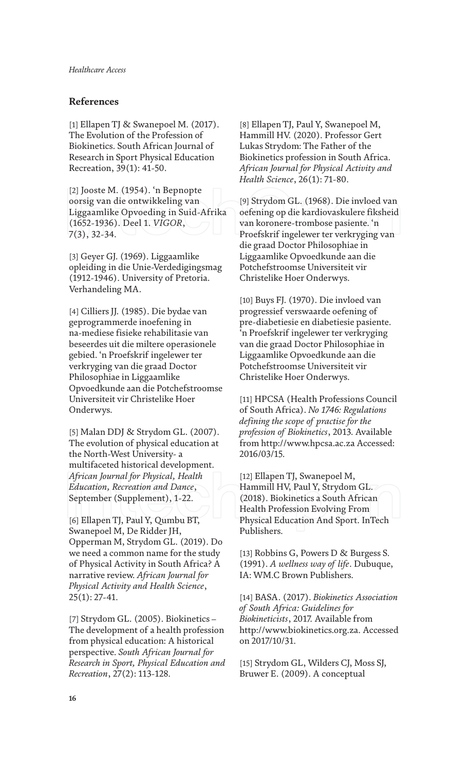## References

[1] Ellapen TJ & Swanepoel M. (2017). The Evolution of the Profession of Biokinetics. South African Journal of Research in Sport Physical Education Recreation, 39(1): 41-50.

[2] Jooste M. (1954). 'n Bepnopte oorsig van die ontwikkeling van Liggaamlike Opvoeding in Suid-Afrika (1652-1936). Deel 1. *VIGOR*, 7(3), 32-34.

[3] Geyer GJ. (1969). Liggaamlike opleiding in die Unie-Verdedigingsmag (1912-1946). University of Pretoria. Verhandeling MA.

[4] Cilliers JJ. (1985). Die bydae van geprogrammerde inoefening in na-mediese fisieke rehabilitasie van beseerdes uit die miltere operasionele gebied. 'n Proefskrif ingelewer ter verkryging van die graad Doctor Philosophiae in Liggaamlike Opvoedkunde aan die Potchefstroomse Universiteit vir Christelike Hoer Onderwys.

[5] Malan DDJ & Strydom GL. (2007). The evolution of physical education at the North-West University- a multifaceted historical development. *African Journal for Physical, Health Education, Recreation and Dance*, September (Supplement), 1-22.

[6] Ellapen TJ, Paul Y, Qumbu BT, Swanepoel M, De Ridder JH, Opperman M, Strydom GL. (2019). Do we need a common name for the study of Physical Activity in South Africa? A narrative review. *African Journal for Physical Activity and Health Science*, 25(1): 27-41.

[7] Strydom GL. (2005). Biokinetics – The development of a health profession from physical education: A historical perspective. *South African Journal for Research in Sport, Physical Education and Recreation*, 27(2): 113-128.

[8] Ellapen TJ, Paul Y, Swanepoel M, Hammill HV. (2020). Professor Gert Lukas Strydom: The Father of the Biokinetics profession in South Africa. *African Journal for Physical Activity and Health Science*, 26(1): 71-80.

[9] Strydom GL. (1968). Die invloed van oefening op die kardiovaskulere fiksheid van koronere-trombose pasiente. 'n Proefskrif ingelewer ter verkryging van die graad Doctor Philosophiae in Liggaamlike Opvoedkunde aan die Potchefstroomse Universiteit vir Christelike Hoer Onderwys.

[10] Buys FJ. (1970). Die invloed van progressief verswaarde oefening of pre-diabetiesie en diabetiesie pasiente. 'n Proefskrif ingelewer ter verkryging van die graad Doctor Philosophiae in Liggaamlike Opvoedkunde aan die Potchefstroomse Universiteit vir Christelike Hoer Onderwys.

[11] HPCSA (Health Professions Council of South Africa). *No 1746: Regulations defining the scope of practise for the profession of Biokinetics*, 2013. Available from http://www.hpcsa.ac.za Accessed: 2016/03/15.

[12] Ellapen TJ, Swanepoel M, Hammill HV, Paul Y, Strydom GL. (2018). Biokinetics a South African Health Profession Evolving From Physical Education And Sport. InTech Publishers.

[13] Robbins G, Powers D & Burgess S. (1991). *A wellness way of life*. Dubuque, IA: WM.C Brown Publishers.

[14] BASA. (2017). *Biokinetics Association of South Africa: Guidelines for Biokineticists*, 2017. Available from http://www.biokinetics.org.za. Accessed on 2017/10/31.

[15] Strydom GL, Wilders CJ, Moss SJ, Bruwer E. (2009). A conceptual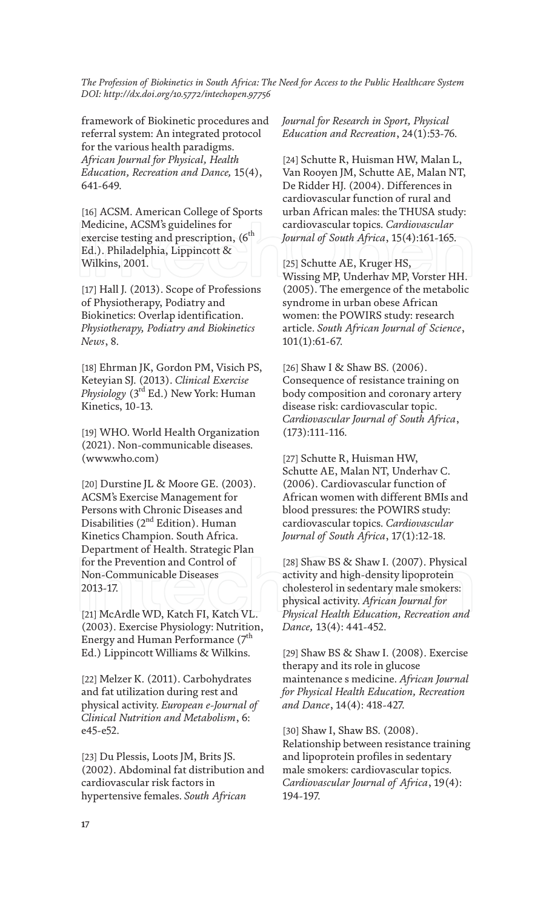framework of Biokinetic procedures and referral system: An integrated protocol for the various health paradigms. *African Journal for Physical, Health Education, Recreation and Dance,* 15(4), 641-649.

[16] ACSM. American College of Sports Medicine, ACSM's guidelines for exercise testing and prescription, (6th Ed.). Philadelphia, Lippincott & Wilkins, 2001.

[17] Hall J. (2013). Scope of Professions of Physiotherapy, Podiatry and Biokinetics: Overlap identification. *Physiotherapy, Podiatry and Biokinetics News*, 8.

[18] Ehrman JK, Gordon PM, Visich PS, Keteyian SJ. (2013). *Clinical Exercise Physiology* (3rd Ed.) New York: Human Kinetics, 10-13.

[19] WHO. World Health Organization (2021). Non-communicable diseases. (www.who.com)

[20] Durstine JL & Moore GE. (2003). ACSM's Exercise Management for Persons with Chronic Diseases and Disabilities (2nd Edition). Human Kinetics Champion. South Africa. Department of Health. Strategic Plan for the Prevention and Control of Non-Communicable Diseases 2013-17.

[21] McArdle WD, Katch FI, Katch VL. (2003). Exercise Physiology: Nutrition, Energy and Human Performance (7th Ed.) Lippincott Williams & Wilkins.

[22] Melzer K. (2011). Carbohydrates and fat utilization during rest and physical activity. *European e-Journal of Clinical Nutrition and Metabolism*, 6: e45-e52.

[23] Du Plessis, Loots JM, Brits JS. (2002). Abdominal fat distribution and cardiovascular risk factors in hypertensive females. *South African Journal for Research in Sport, Physical Education and Recreation*, 24(1):53-76.

[24] Schutte R, Huisman HW, Malan L, Van Rooyen JM, Schutte AE, Malan NT, De Ridder HJ. (2004). Differences in cardiovascular function of rural and urban African males: the THUSA study: cardiovascular topics. *Cardiovascular Journal of South Africa*, 15(4):161-165.

[25] Schutte AE, Kruger HS, Wissing MP, Underhav MP, Vorster HH. (2005). The emergence of the metabolic syndrome in urban obese African women: the POWIRS study: research article. *South African Journal of Science*, 101(1):61-67.

[26] Shaw I & Shaw BS. (2006). Consequence of resistance training on body composition and coronary artery disease risk: cardiovascular topic. *Cardiovascular Journal of South Africa*, (173):111-116.

[27] Schutte R, Huisman HW, Schutte AE, Malan NT, Underhav C. (2006). Cardiovascular function of African women with different BMIs and blood pressures: the POWIRS study: cardiovascular topics. *Cardiovascular Journal of South Africa*, 17(1):12-18.

[28] Shaw BS & Shaw I. (2007). Physical activity and high-density lipoprotein cholesterol in sedentary male smokers: physical activity. *African Journal for Physical Health Education, Recreation and Dance,* 13(4): 441-452.

[29] Shaw BS & Shaw I. (2008). Exercise therapy and its role in glucose maintenance s medicine. *African Journal for Physical Health Education, Recreation and Dance*, 14(4): 418-427.

[30] Shaw I, Shaw BS. (2008). Relationship between resistance training and lipoprotein profiles in sedentary male smokers: cardiovascular topics. *Cardiovascular Journal of Africa*, 19(4): 194-197.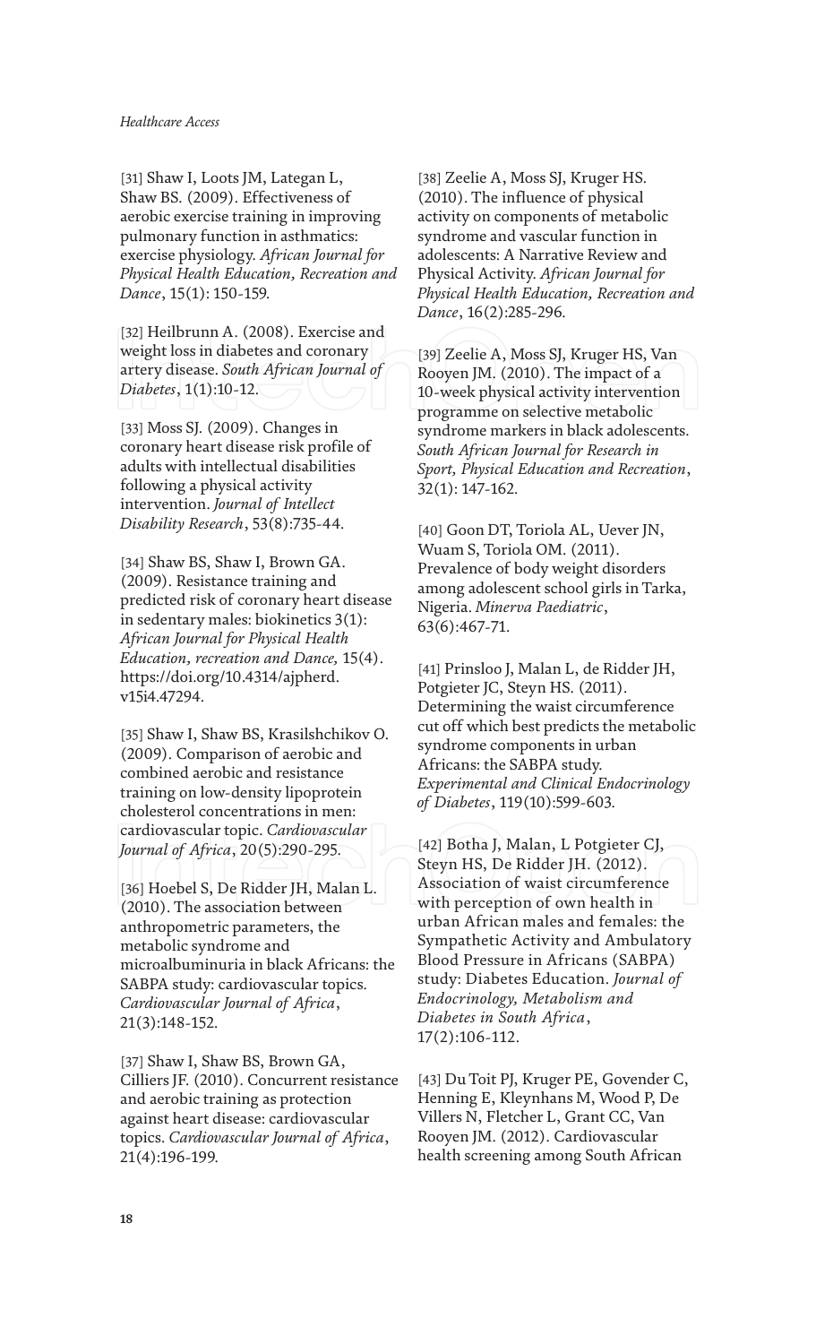[31] Shaw I, Loots JM, Lategan L, Shaw BS. (2009). Effectiveness of aerobic exercise training in improving pulmonary function in asthmatics: exercise physiology. *African Journal for Physical Health Education, Recreation and Dance*, 15(1): 150-159.

[32] Heilbrunn A. (2008). Exercise and weight loss in diabetes and coronary artery disease. *South African Journal of Diabetes*, 1(1):10-12.

[33] Moss SJ. (2009). Changes in coronary heart disease risk profile of adults with intellectual disabilities following a physical activity intervention. *Journal of Intellect Disability Research*, 53(8):735-44.

[34] Shaw BS, Shaw I, Brown GA. (2009). Resistance training and predicted risk of coronary heart disease in sedentary males: biokinetics 3(1): *African Journal for Physical Health Education, recreation and Dance,* 15(4). https://doi.org/10.4314/ajpherd.v15i4.47294.

[35] Shaw I, Shaw BS, Krasilshchikov O. (2009). Comparison of aerobic and combined aerobic and resistance training on low-density lipoprotein cholesterol concentrations in men: cardiovascular topic. *Cardiovascular Journal of Africa*, 20(5):290-295.

[36] Hoebel S, De Ridder JH, Malan L. (2010). The association between anthropometric parameters, the metabolic syndrome and microalbuminuria in black Africans: the SABPA study: cardiovascular topics. *Cardiovascular Journal of Africa*, 21(3):148-152.

[37] Shaw I, Shaw BS, Brown GA, Cilliers JF. (2010). Concurrent resistance and aerobic training as protection against heart disease: cardiovascular topics. *Cardiovascular Journal of Africa*, 21(4):196-199.

[38] Zeelie A, Moss SJ, Kruger HS. (2010). The influence of physical activity on components of metabolic syndrome and vascular function in adolescents: A Narrative Review and Physical Activity. *African Journal for Physical Health Education, Recreation and Dance*, 16(2):285-296.

[39] Zeelie A, Moss SJ, Kruger HS, Van Rooyen JM. (2010). The impact of a 10-week physical activity intervention programme on selective metabolic syndrome markers in black adolescents. *South African Journal for Research in Sport, Physical Education and Recreation*, 32(1): 147-162.

[40] Goon DT, Toriola AL, Uever JN, Wuam S, Toriola OM. (2011). Prevalence of body weight disorders among adolescent school girls in Tarka, Nigeria. *Minerva Paediatric*, 63(6):467-71.

[41] Prinsloo J, Malan L, de Ridder JH, Potgieter JC, Steyn HS. (2011). Determining the waist circumference cut off which best predicts the metabolic syndrome components in urban Africans: the SABPA study. *Experimental and Clinical Endocrinology of Diabetes*, 119(10):599-603.

[42] Botha J, Malan, L Potgieter CJ, Steyn HS, De Ridder JH. (2012). Association of waist circumference with perception of own health in urban African males and females: the Sympathetic Activity and Ambulatory Blood Pressure in Africans (SABPA) study: Diabetes Education. *Journal of Endocrinology, Metabolism and Diabetes in South Africa*, 17(2):106-112.

[43] Du Toit PJ, Kruger PE, Govender C, Henning E, Kleynhans M, Wood P, De Villers N, Fletcher L, Grant CC, Van Rooyen JM. (2012). Cardiovascular health screening among South African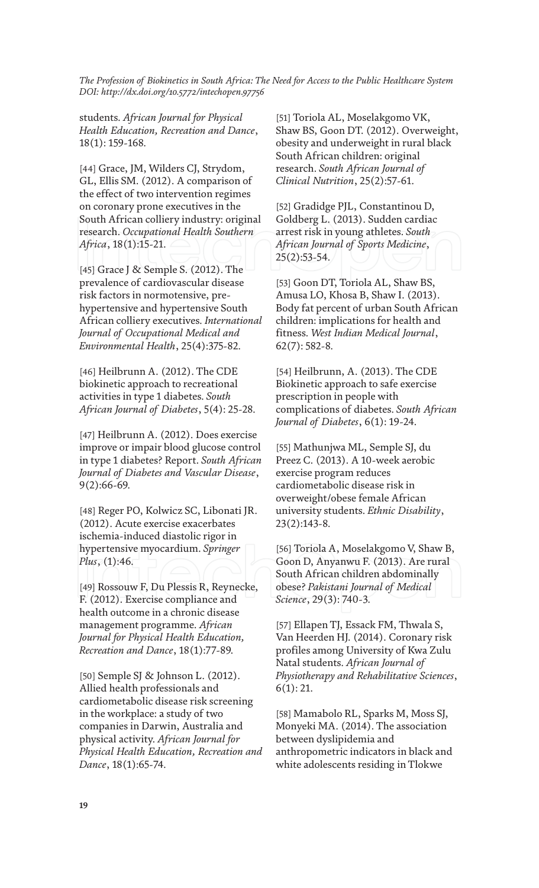students. *African Journal for Physical Health Education, Recreation and Dance*, 18(1): 159-168.

[44] Grace, JM, Wilders CJ, Strydom, GL, Ellis SM. (2012). A comparison of the effect of two intervention regimes on coronary prone executives in the South African colliery industry: original research. *Occupational Health Southern Africa*, 18(1):15-21.

[45] Grace J & Semple S. (2012). The prevalence of cardiovascular disease risk factors in normotensive, pre-hypertensive and hypertensive South African colliery executives. *International Journal of Occupational Medical and Environmental Health*, 25(4):375-82.

[46] Heilbrunn A. (2012). The CDE biokinetic approach to recreational activities in type 1 diabetes. *South African Journal of Diabetes*, 5(4): 25-28.

[47] Heilbrunn A. (2012). Does exercise improve or impair blood glucose control in type 1 diabetes? Report. *South African Journal of Diabetes and Vascular Disease*, 9(2):66-69.

[48] Reger PO, Kolwicz SC, Libonati JR. (2012). Acute exercise exacerbates ischemia-induced diastolic rigor in hypertensive myocardium. *Springer Plus*, (1):46.

[49] Rossouw F, Du Plessis R, Reynecke, F. (2012). Exercise compliance and health outcome in a chronic disease management programme. *African Journal for Physical Health Education, Recreation and Dance*, 18(1):77-89.

[50] Semple SJ & Johnson L. (2012). Allied health professionals and cardiometabolic disease risk screening in the workplace: a study of two companies in Darwin, Australia and physical activity. *African Journal for Physical Health Education, Recreation and Dance*, 18(1):65-74.

[51] Toriola AL, Moselakgomo VK, Shaw BS, Goon DT. (2012). Overweight, obesity and underweight in rural black South African children: original research. *South African Journal of Clinical Nutrition*, 25(2):57-61.

[52] Gradidge PJL, Constantinou D, Goldberg L. (2013). Sudden cardiac arrest risk in young athletes. *South African Journal of Sports Medicine*, 25(2):53-54.

[53] Goon DT, Toriola AL, Shaw BS, Amusa LO, Khosa B, Shaw I. (2013). Body fat percent of urban South African children: implications for health and fitness. *West Indian Medical Journal*, 62(7): 582-8.

[54] Heilbrunn, A. (2013). The CDE Biokinetic approach to safe exercise prescription in people with complications of diabetes. *South African Journal of Diabetes*, 6(1): 19-24.

[55] Mathunjwa ML, Semple SJ, du Preez C. (2013). A 10-week aerobic exercise program reduces cardiometabolic disease risk in overweight/obese female African university students. *Ethnic Disability*, 23(2):143-8.

[56] Toriola A, Moselakgomo V, Shaw B, Goon D, Anyanwu F. (2013). Are rural South African children abdominally obese? *Pakistani Journal of Medical Science*, 29(3): 740-3.

[57] Ellapen TJ, Essack FM, Thwala S, Van Heerden HJ. (2014). Coronary risk profiles among University of Kwa Zulu Natal students. *African Journal of Physiotherapy and Rehabilitative Sciences*, 6(1): 21.

[58] Mamabolo RL, Sparks M, Moss SJ, Monyeki MA. (2014). The association between dyslipidemia and anthropometric indicators in black and white adolescents residing in Tlokwe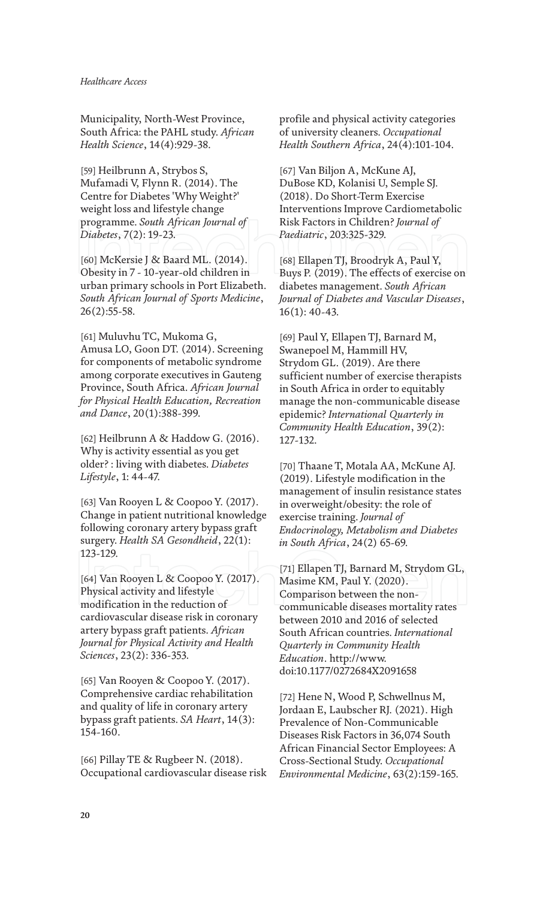Municipality, North-West Province, South Africa: the PAHL study. *African Health Science*, 14(4):929-38.

[59] Heilbrunn A, Strybos S, Mufamadi V, Flynn R. (2014). The Centre for Diabetes 'Why Weight?' weight loss and lifestyle change programme. *South African Journal of Diabetes*, 7(2): 19-23.

[60] McKersie J & Baard ML. (2014). Obesity in 7 - 10-year-old children in urban primary schools in Port Elizabeth. *South African Journal of Sports Medicine*, 26(2):55-58.

[61] Muluvhu TC, Mukoma G, Amusa LO, Goon DT. (2014). Screening for components of metabolic syndrome among corporate executives in Gauteng Province, South Africa. *African Journal for Physical Health Education, Recreation and Dance*, 20(1):388-399.

[62] Heilbrunn A & Haddow G. (2016). Why is activity essential as you get older? : living with diabetes. *Diabetes Lifestyle*, 1: 44-47.

[63] Van Rooyen L & Coopoo Y. (2017). Change in patient nutritional knowledge following coronary artery bypass graft surgery. *Health SA Gesondheid*, 22(1): 123-129.

[64] Van Rooyen L & Coopoo Y. (2017). Physical activity and lifestyle modification in the reduction of cardiovascular disease risk in coronary artery bypass graft patients. *African Journal for Physical Activity and Health Sciences*, 23(2): 336-353.

[65] Van Rooyen & Coopoo Y. (2017). Comprehensive cardiac rehabilitation and quality of life in coronary artery bypass graft patients. *SA Heart*, 14(3): 154-160.

[66] Pillay TE & Rugbeer N. (2018). Occupational cardiovascular disease risk profile and physical activity categories of university cleaners. *Occupational Health Southern Africa*, 24(4):101-104.

[67] Van Biljon A, McKune AJ, DuBose KD, Kolanisi U, Semple SJ. (2018). Do Short-Term Exercise Interventions Improve Cardiometabolic Risk Factors in Children? *Journal of Paediatric*, 203:325-329.

[68] Ellapen TJ, Broodryk A, Paul Y, Buys P. (2019). The effects of exercise on diabetes management. *South African Journal of Diabetes and Vascular Diseases*, 16(1): 40-43.

[69] Paul Y, Ellapen TJ, Barnard M, Swanepoel M, Hammill HV, Strydom GL. (2019). Are there sufficient number of exercise therapists in South Africa in order to equitably manage the non-communicable disease epidemic? *International Quarterly in Community Health Education*, 39(2): 127-132.

[70] Thaane T, Motala AA, McKune AJ. (2019). Lifestyle modification in the management of insulin resistance states in overweight/obesity: the role of exercise training. *Journal of Endocrinology, Metabolism and Diabetes in South Africa*, 24(2) 65-69.

[71] Ellapen TJ, Barnard M, Strydom GL, Masime KM, Paul Y. (2020). Comparison between the non-communicable diseases mortality rates between 2010 and 2016 of selected South African countries. *International Quarterly in Community Health Education*. http://www. doi:10.1177/0272684X2091658

[72] Hene N, Wood P, Schwellnus M, Jordaan E, Laubscher RJ. (2021). High Prevalence of Non-Communicable Diseases Risk Factors in 36,074 South African Financial Sector Employees: A Cross-Sectional Study. *Occupational Environmental Medicine*, 63(2):159-165.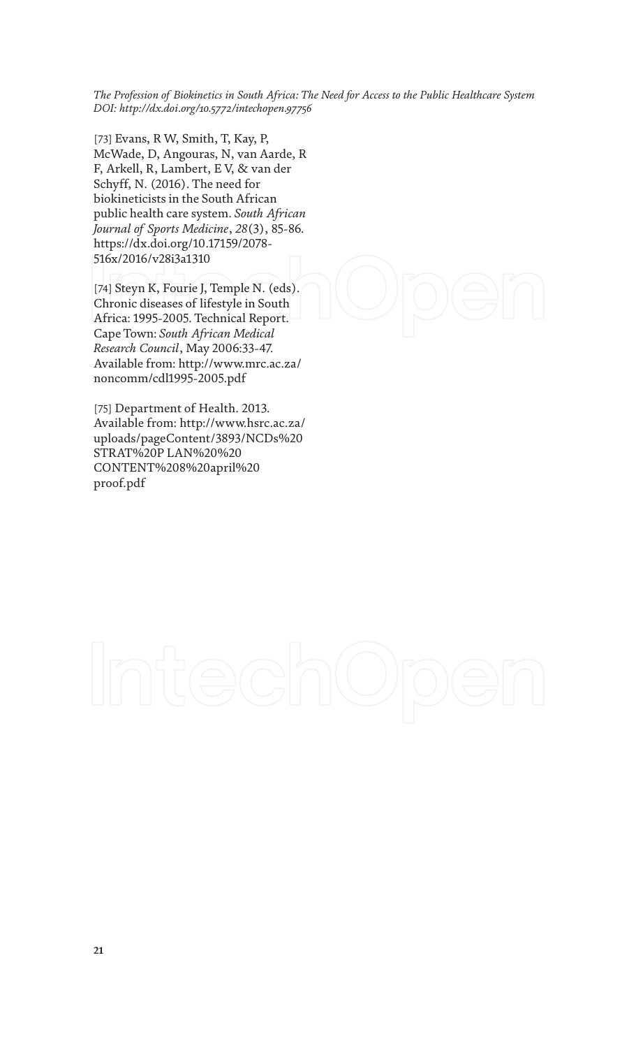[73] Evans, R W, Smith, T, Kay, P, McWade, D, Angouras, N, van Aarde, R F, Arkell, R, Lambert, E V, & van der Schyff, N. (2016). The need for biokineticists in the South African public health care system. *South African Journal of Sports Medicine*, *28*(3), 85-86. https://dx.doi.org/10.17159/2078-516x/2016/v28i3a1310

[74] Steyn K, Fourie J, Temple N. (eds). Chronic diseases of lifestyle in South Africa: 1995-2005. Technical Report. Cape Town: *South African Medical Research Council*, May 2006:33-47. Available from: http://www.mrc.ac.za/noncomm/cdl1995-2005.pdf

[75] Department of Health. 2013. Available from: http://www.hsrc.ac.za/uploads/pageContent/3893/NCDs%20STRAT%20P LAN%20%20CONTENT%208%20april%20proof.pdf